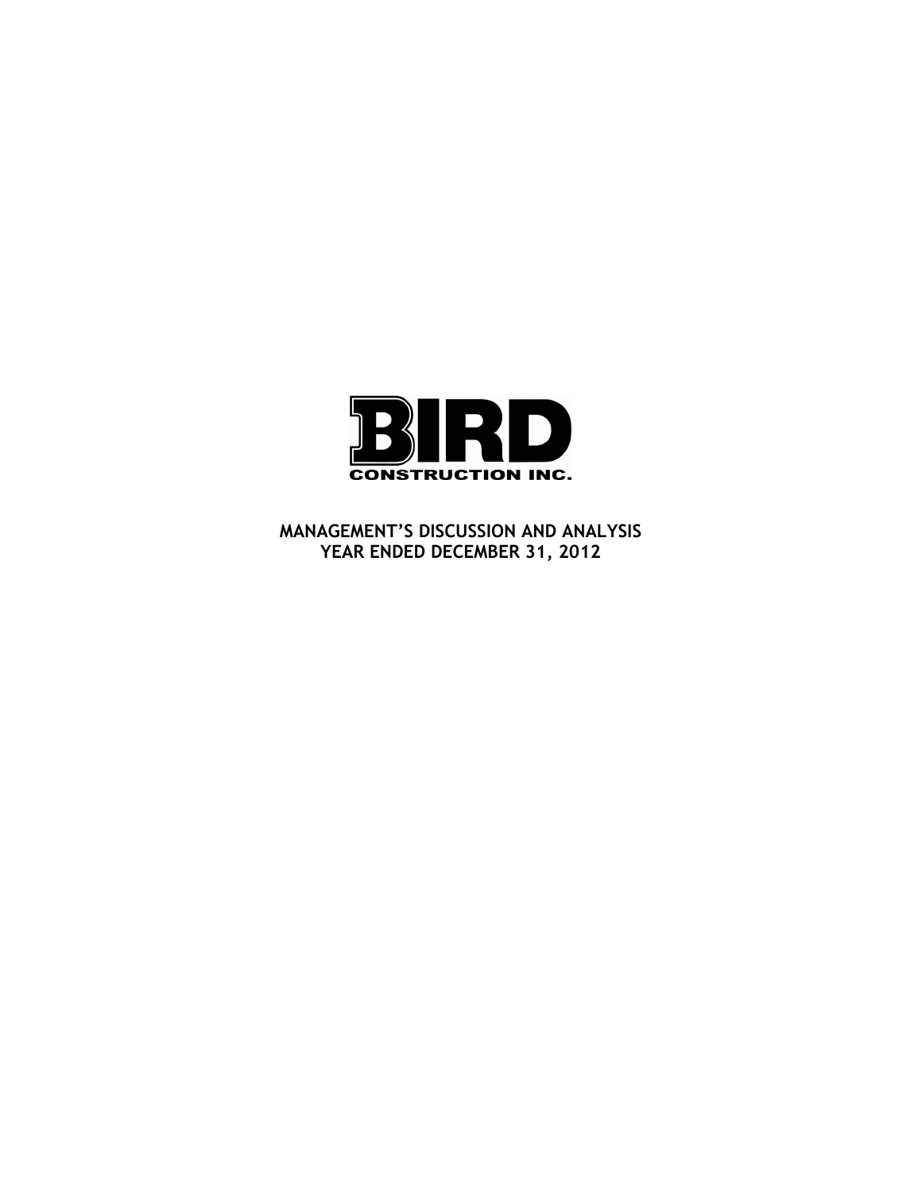**BIRD**

**CONSTRUCTION INC.**

# MANAGEMENT'S DISCUSSION AND ANALYSIS
## YEAR ENDED DECEMBER 31, 2012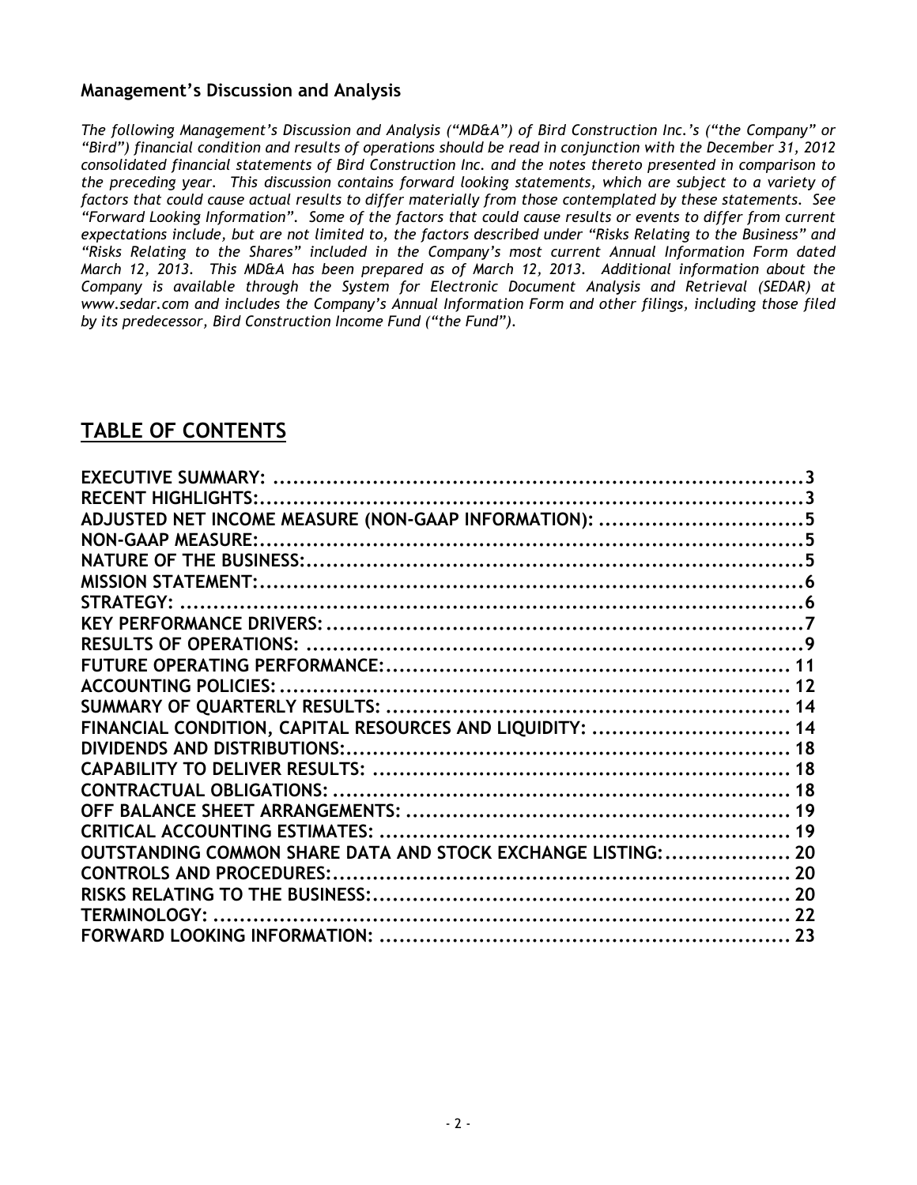## Management's Discussion and Analysis

*The following Management's Discussion and Analysis ("MD&A") of Bird Construction Inc.'s ("the Company" or "Bird") financial condition and results of operations should be read in conjunction with the December 31, 2012 consolidated financial statements of Bird Construction Inc. and the notes thereto presented in comparison to the preceding year. This discussion contains forward looking statements, which are subject to a variety of factors that could cause actual results to differ materially from those contemplated by these statements. See "Forward Looking Information". Some of the factors that could cause results or events to differ from current expectations include, but are not limited to, the factors described under "Risks Relating to the Business" and "Risks Relating to the Shares" included in the Company's most current Annual Information Form dated March 12, 2013. This MD&A has been prepared as of March 12, 2013. Additional information about the Company is available through the System for Electronic Document Analysis and Retrieval (SEDAR) at www.sedar.com and includes the Company's Annual Information Form and other filings, including those filed by its predecessor, Bird Construction Income Fund ("the Fund").*

# TABLE OF CONTENTS

| | |
|---|---|
| **EXECUTIVE SUMMARY:** | **3** |
| **RECENT HIGHLIGHTS:** | **3** |
| **ADJUSTED NET INCOME MEASURE (NON-GAAP INFORMATION):** | **5** |
| **NON-GAAP MEASURE:** | **5** |
| **NATURE OF THE BUSINESS:** | **5** |
| **MISSION STATEMENT:** | **6** |
| **STRATEGY:** | **6** |
| **KEY PERFORMANCE DRIVERS:** | **7** |
| **RESULTS OF OPERATIONS:** | **9** |
| **FUTURE OPERATING PERFORMANCE:** | **11** |
| **ACCOUNTING POLICIES:** | **12** |
| **SUMMARY OF QUARTERLY RESULTS:** | **14** |
| **FINANCIAL CONDITION, CAPITAL RESOURCES AND LIQUIDITY:** | **14** |
| **DIVIDENDS AND DISTRIBUTIONS:** | **18** |
| **CAPABILITY TO DELIVER RESULTS:** | **18** |
| **CONTRACTUAL OBLIGATIONS:** | **18** |
| **OFF BALANCE SHEET ARRANGEMENTS:** | **19** |
| **CRITICAL ACCOUNTING ESTIMATES:** | **19** |
| **OUTSTANDING COMMON SHARE DATA AND STOCK EXCHANGE LISTING:** | **20** |
| **CONTROLS AND PROCEDURES:** | **20** |
| **RISKS RELATING TO THE BUSINESS:** | **20** |
| **TERMINOLOGY:** | **22** |
| **FORWARD LOOKING INFORMATION:** | **23** |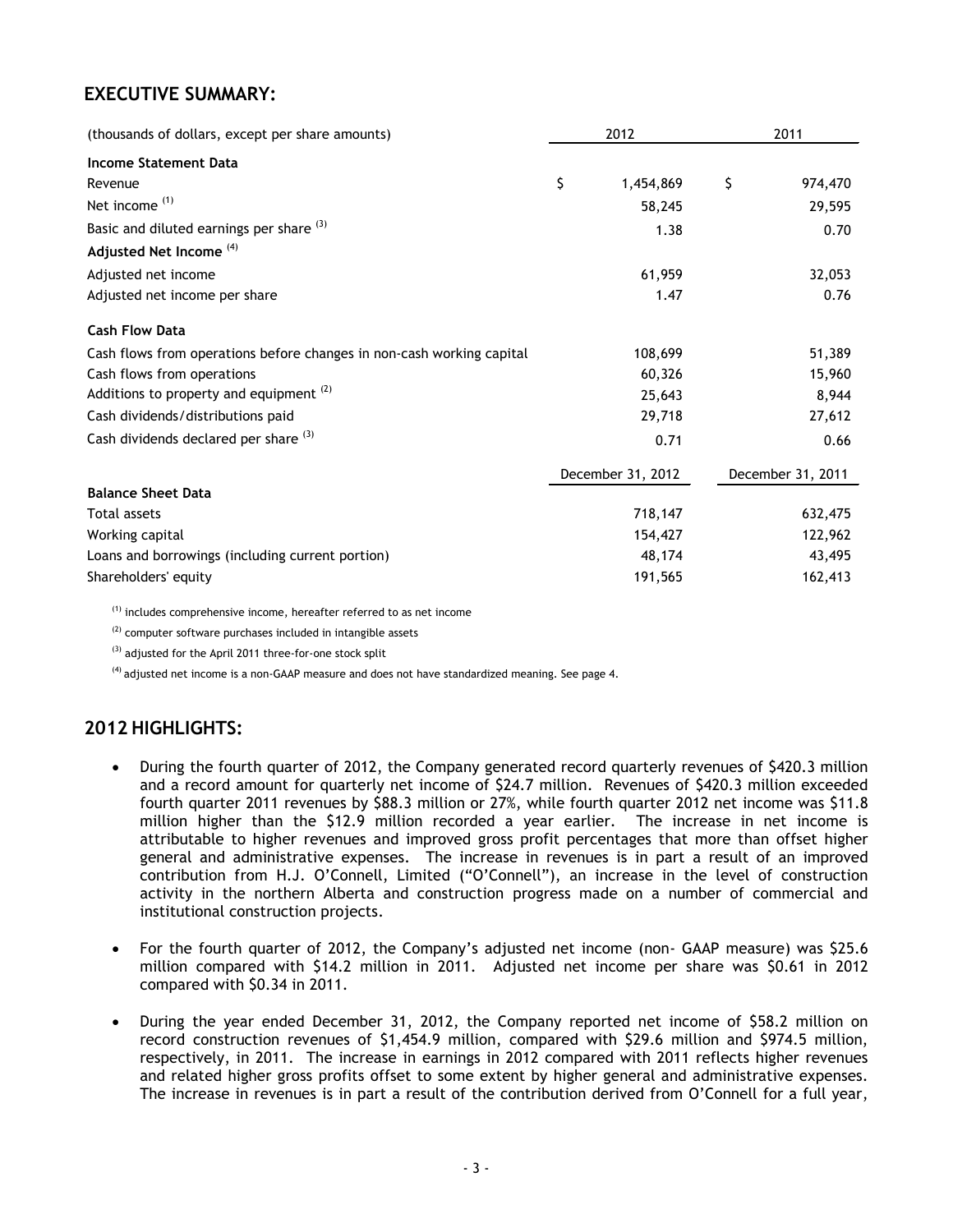## EXECUTIVE SUMMARY:

| (thousands of dollars, except per share amounts) | 2012 | 2011 |
|---|---|---|
| **Income Statement Data** | | |
| Revenue | $ 1,454,869 | $ 974,470 |
| Net income [(1)] | 58,245 | 29,595 |
| Basic and diluted earnings per share [(3)] | 1.38 | 0.70 |
| **Adjusted Net Income** [(4)] | | |
| Adjusted net income | 61,959 | 32,053 |
| Adjusted net income per share | 1.47 | 0.76 |
| **Cash Flow Data** | | |
| Cash flows from operations before changes in non-cash working capital | 108,699 | 51,389 |
| Cash flows from operations | 60,326 | 15,960 |
| Additions to property and equipment [(2)] | 25,643 | 8,944 |
| Cash dividends/distributions paid | 29,718 | 27,612 |
| Cash dividends declared per share [(3)] | 0.71 | 0.66 |
| | December 31, 2012 | December 31, 2011 |
| **Balance Sheet Data** | | |
| Total assets | 718,147 | 632,475 |
| Working capital | 154,427 | 122,962 |
| Loans and borrowings (including current portion) | 48,174 | 43,495 |
| Shareholders' equity | 191,565 | 162,413 |

[(1)] includes comprehensive income, hereafter referred to as net income

[(2)] computer software purchases included in intangible assets

[(3)] adjusted for the April 2011 three-for-one stock split

[(4)] adjusted net income is a non-GAAP measure and does not have standardized meaning. See page 4.

## 2012 HIGHLIGHTS:

- During the fourth quarter of 2012, the Company generated record quarterly revenues of $420.3 million and a record amount for quarterly net income of $24.7 million. Revenues of $420.3 million exceeded fourth quarter 2011 revenues by $88.3 million or 27%, while fourth quarter 2012 net income was $11.8 million higher than the $12.9 million recorded a year earlier. The increase in net income is attributable to higher revenues and improved gross profit percentages that more than offset higher general and administrative expenses. The increase in revenues is in part a result of an improved contribution from H.J. O'Connell, Limited ("O'Connell"), an increase in the level of construction activity in the northern Alberta and construction progress made on a number of commercial and institutional construction projects.

- For the fourth quarter of 2012, the Company's adjusted net income (non- GAAP measure) was $25.6 million compared with $14.2 million in 2011. Adjusted net income per share was $0.61 in 2012 compared with $0.34 in 2011.

- During the year ended December 31, 2012, the Company reported net income of $58.2 million on record construction revenues of $1,454.9 million, compared with $29.6 million and $974.5 million, respectively, in 2011. The increase in earnings in 2012 compared with 2011 reflects higher revenues and related higher gross profits offset to some extent by higher general and administrative expenses. The increase in revenues is in part a result of the contribution derived from O'Connell for a full year,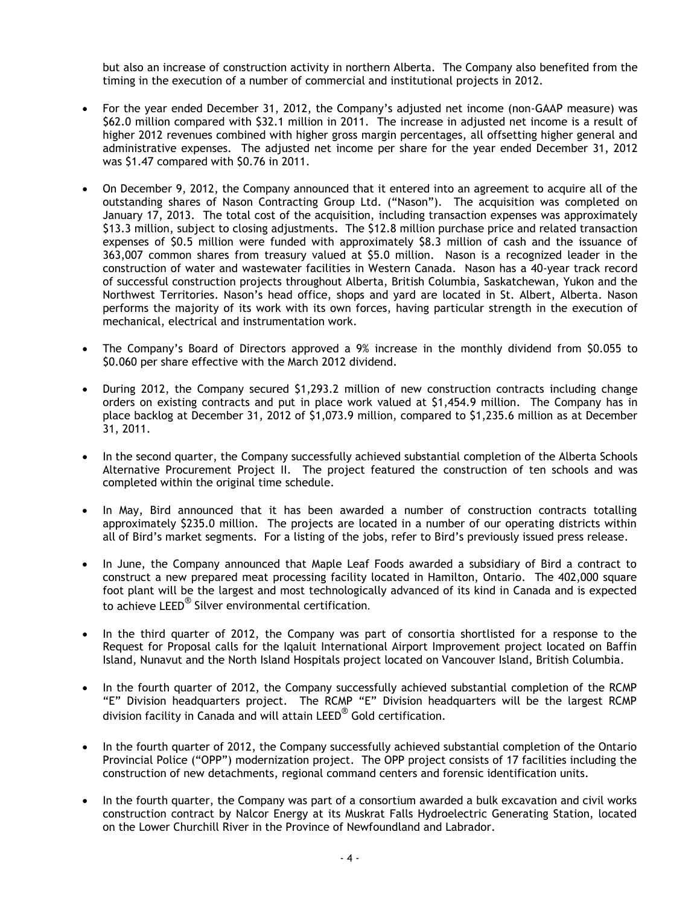but also an increase of construction activity in northern Alberta. The Company also benefited from the timing in the execution of a number of commercial and institutional projects in 2012.

- For the year ended December 31, 2012, the Company's adjusted net income (non-GAAP measure) was $62.0 million compared with $32.1 million in 2011. The increase in adjusted net income is a result of higher 2012 revenues combined with higher gross margin percentages, all offsetting higher general and administrative expenses. The adjusted net income per share for the year ended December 31, 2012 was $1.47 compared with $0.76 in 2011.

- On December 9, 2012, the Company announced that it entered into an agreement to acquire all of the outstanding shares of Nason Contracting Group Ltd. ("Nason"). The acquisition was completed on January 17, 2013. The total cost of the acquisition, including transaction expenses was approximately $13.3 million, subject to closing adjustments. The $12.8 million purchase price and related transaction expenses of $0.5 million were funded with approximately $8.3 million of cash and the issuance of 363,007 common shares from treasury valued at $5.0 million. Nason is a recognized leader in the construction of water and wastewater facilities in Western Canada. Nason has a 40-year track record of successful construction projects throughout Alberta, British Columbia, Saskatchewan, Yukon and the Northwest Territories. Nason's head office, shops and yard are located in St. Albert, Alberta. Nason performs the majority of its work with its own forces, having particular strength in the execution of mechanical, electrical and instrumentation work.

- The Company's Board of Directors approved a 9% increase in the monthly dividend from $0.055 to $0.060 per share effective with the March 2012 dividend.

- During 2012, the Company secured $1,293.2 million of new construction contracts including change orders on existing contracts and put in place work valued at $1,454.9 million. The Company has in place backlog at December 31, 2012 of $1,073.9 million, compared to $1,235.6 million as at December 31, 2011.

- In the second quarter, the Company successfully achieved substantial completion of the Alberta Schools Alternative Procurement Project II. The project featured the construction of ten schools and was completed within the original time schedule.

- In May, Bird announced that it has been awarded a number of construction contracts totalling approximately $235.0 million. The projects are located in a number of our operating districts within all of Bird's market segments. For a listing of the jobs, refer to Bird's previously issued press release.

- In June, the Company announced that Maple Leaf Foods awarded a subsidiary of Bird a contract to construct a new prepared meat processing facility located in Hamilton, Ontario. The 402,000 square foot plant will be the largest and most technologically advanced of its kind in Canada and is expected to achieve LEED® Silver environmental certification.

- In the third quarter of 2012, the Company was part of consortia shortlisted for a response to the Request for Proposal calls for the Iqaluit International Airport Improvement project located on Baffin Island, Nunavut and the North Island Hospitals project located on Vancouver Island, British Columbia.

- In the fourth quarter of 2012, the Company successfully achieved substantial completion of the RCMP "E" Division headquarters project. The RCMP "E" Division headquarters will be the largest RCMP division facility in Canada and will attain LEED® Gold certification.

- In the fourth quarter of 2012, the Company successfully achieved substantial completion of the Ontario Provincial Police ("OPP") modernization project. The OPP project consists of 17 facilities including the construction of new detachments, regional command centers and forensic identification units.

- In the fourth quarter, the Company was part of a consortium awarded a bulk excavation and civil works construction contract by Nalcor Energy at its Muskrat Falls Hydroelectric Generating Station, located on the Lower Churchill River in the Province of Newfoundland and Labrador.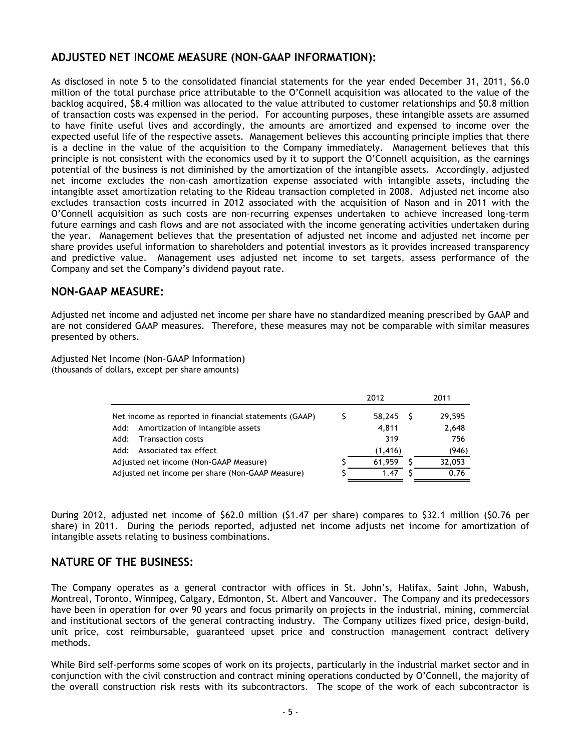## ADJUSTED NET INCOME MEASURE (NON-GAAP INFORMATION):

As disclosed in note 5 to the consolidated financial statements for the year ended December 31, 2011, $6.0 million of the total purchase price attributable to the O'Connell acquisition was allocated to the value of the backlog acquired, $8.4 million was allocated to the value attributed to customer relationships and $0.8 million of transaction costs was expensed in the period. For accounting purposes, these intangible assets are assumed to have finite useful lives and accordingly, the amounts are amortized and expensed to income over the expected useful life of the respective assets. Management believes this accounting principle implies that there is a decline in the value of the acquisition to the Company immediately. Management believes that this principle is not consistent with the economics used by it to support the O'Connell acquisition, as the earnings potential of the business is not diminished by the amortization of the intangible assets. Accordingly, adjusted net income excludes the non-cash amortization expense associated with intangible assets, including the intangible asset amortization relating to the Rideau transaction completed in 2008. Adjusted net income also excludes transaction costs incurred in 2012 associated with the acquisition of Nason and in 2011 with the O'Connell acquisition as such costs are non-recurring expenses undertaken to achieve increased long-term future earnings and cash flows and are not associated with the income generating activities undertaken during the year. Management believes that the presentation of adjusted net income and adjusted net income per share provides useful information to shareholders and potential investors as it provides increased transparency and predictive value. Management uses adjusted net income to set targets, assess performance of the Company and set the Company's dividend payout rate.

## NON-GAAP MEASURE:

Adjusted net income and adjusted net income per share have no standardized meaning prescribed by GAAP and are not considered GAAP measures. Therefore, these measures may not be comparable with similar measures presented by others.

Adjusted Net Income (Non-GAAP Information)
(thousands of dollars, except per share amounts)

| | 2012 | 2011 |
|---|---|---|
| Net income as reported in financial statements (GAAP) | $ 58,245 | $ 29,595 |
| Add: Amortization of intangible assets | 4,811 | 2,648 |
| Add: Transaction costs | 319 | 756 |
| Add: Associated tax effect | (1,416) | (946) |
| Adjusted net income (Non-GAAP Measure) | $ 61,959 | $ 32,053 |
| Adjusted net income per share (Non-GAAP Measure) | $ 1.47 | $ 0.76 |

During 2012, adjusted net income of $62.0 million ($1.47 per share) compares to $32.1 million ($0.76 per share) in 2011. During the periods reported, adjusted net income adjusts net income for amortization of intangible assets relating to business combinations.

## NATURE OF THE BUSINESS:

The Company operates as a general contractor with offices in St. John's, Halifax, Saint John, Wabush, Montreal, Toronto, Winnipeg, Calgary, Edmonton, St. Albert and Vancouver. The Company and its predecessors have been in operation for over 90 years and focus primarily on projects in the industrial, mining, commercial and institutional sectors of the general contracting industry. The Company utilizes fixed price, design-build, unit price, cost reimbursable, guaranteed upset price and construction management contract delivery methods.

While Bird self-performs some scopes of work on its projects, particularly in the industrial market sector and in conjunction with the civil construction and contract mining operations conducted by O'Connell, the majority of the overall construction risk rests with its subcontractors. The scope of the work of each subcontractor is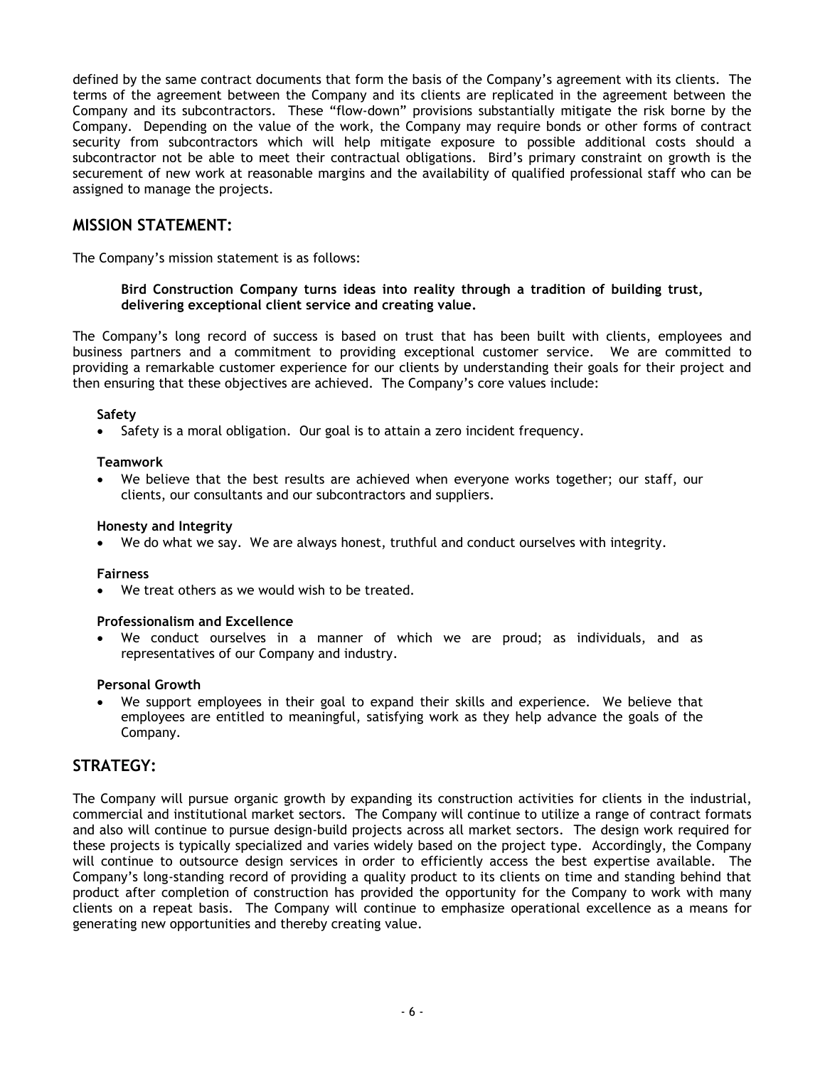defined by the same contract documents that form the basis of the Company's agreement with its clients. The terms of the agreement between the Company and its clients are replicated in the agreement between the Company and its subcontractors. These "flow-down" provisions substantially mitigate the risk borne by the Company. Depending on the value of the work, the Company may require bonds or other forms of contract security from subcontractors which will help mitigate exposure to possible additional costs should a subcontractor not be able to meet their contractual obligations. Bird's primary constraint on growth is the securement of new work at reasonable margins and the availability of qualified professional staff who can be assigned to manage the projects.

## MISSION STATEMENT:

The Company's mission statement is as follows:

> **Bird Construction Company turns ideas into reality through a tradition of building trust, delivering exceptional client service and creating value.**

The Company's long record of success is based on trust that has been built with clients, employees and business partners and a commitment to providing exceptional customer service. We are committed to providing a remarkable customer experience for our clients by understanding their goals for their project and then ensuring that these objectives are achieved. The Company's core values include:

**Safety**

- Safety is a moral obligation. Our goal is to attain a zero incident frequency.

**Teamwork**

- We believe that the best results are achieved when everyone works together; our staff, our clients, our consultants and our subcontractors and suppliers.

**Honesty and Integrity**

- We do what we say. We are always honest, truthful and conduct ourselves with integrity.

**Fairness**

- We treat others as we would wish to be treated.

**Professionalism and Excellence**

- We conduct ourselves in a manner of which we are proud; as individuals, and as representatives of our Company and industry.

**Personal Growth**

- We support employees in their goal to expand their skills and experience. We believe that employees are entitled to meaningful, satisfying work as they help advance the goals of the Company.

## STRATEGY:

The Company will pursue organic growth by expanding its construction activities for clients in the industrial, commercial and institutional market sectors. The Company will continue to utilize a range of contract formats and also will continue to pursue design-build projects across all market sectors. The design work required for these projects is typically specialized and varies widely based on the project type. Accordingly, the Company will continue to outsource design services in order to efficiently access the best expertise available. The Company's long-standing record of providing a quality product to its clients on time and standing behind that product after completion of construction has provided the opportunity for the Company to work with many clients on a repeat basis. The Company will continue to emphasize operational excellence as a means for generating new opportunities and thereby creating value.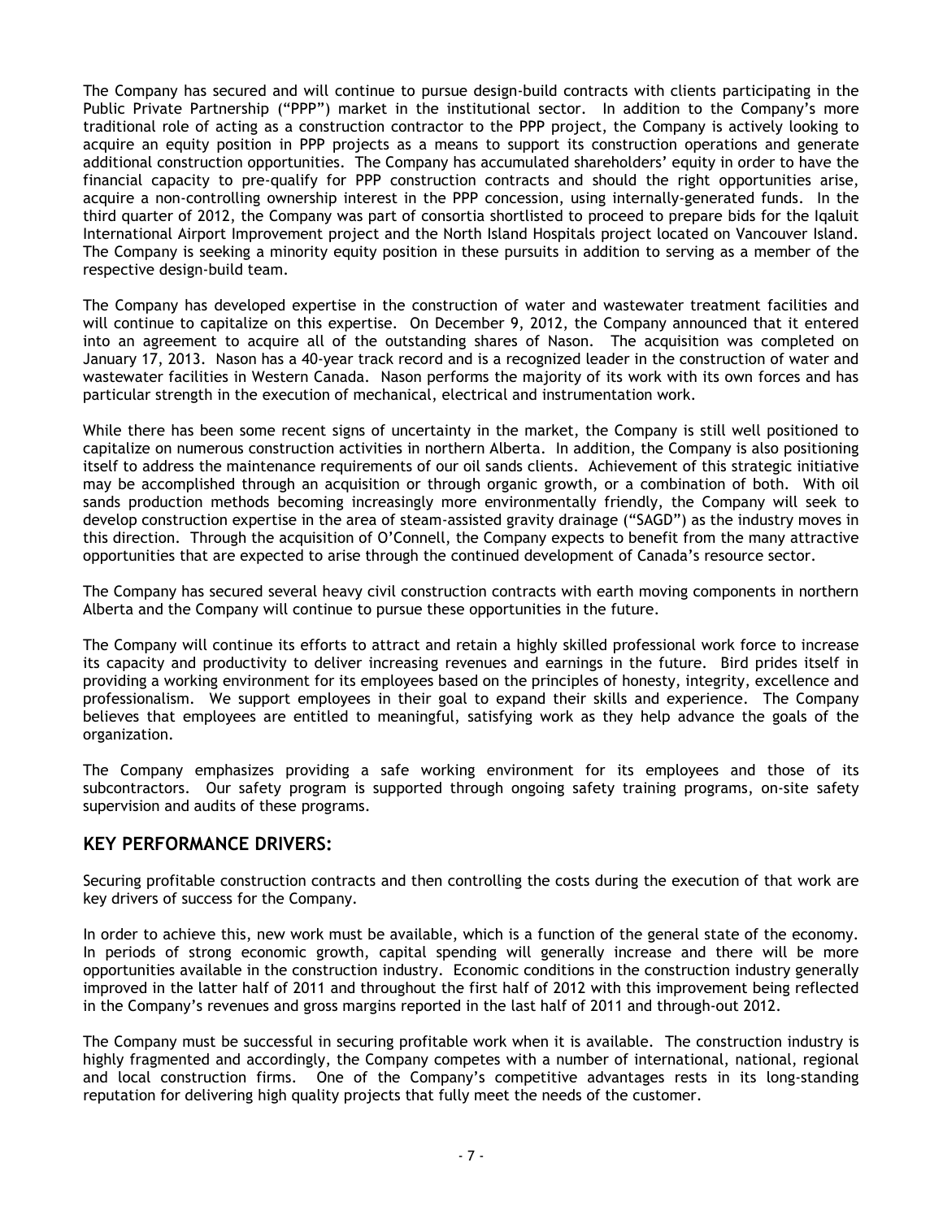The Company has secured and will continue to pursue design-build contracts with clients participating in the Public Private Partnership ("PPP") market in the institutional sector. In addition to the Company's more traditional role of acting as a construction contractor to the PPP project, the Company is actively looking to acquire an equity position in PPP projects as a means to support its construction operations and generate additional construction opportunities. The Company has accumulated shareholders' equity in order to have the financial capacity to pre-qualify for PPP construction contracts and should the right opportunities arise, acquire a non-controlling ownership interest in the PPP concession, using internally-generated funds. In the third quarter of 2012, the Company was part of consortia shortlisted to proceed to prepare bids for the Iqaluit International Airport Improvement project and the North Island Hospitals project located on Vancouver Island. The Company is seeking a minority equity position in these pursuits in addition to serving as a member of the respective design-build team.

The Company has developed expertise in the construction of water and wastewater treatment facilities and will continue to capitalize on this expertise. On December 9, 2012, the Company announced that it entered into an agreement to acquire all of the outstanding shares of Nason. The acquisition was completed on January 17, 2013. Nason has a 40-year track record and is a recognized leader in the construction of water and wastewater facilities in Western Canada. Nason performs the majority of its work with its own forces and has particular strength in the execution of mechanical, electrical and instrumentation work.

While there has been some recent signs of uncertainty in the market, the Company is still well positioned to capitalize on numerous construction activities in northern Alberta. In addition, the Company is also positioning itself to address the maintenance requirements of our oil sands clients. Achievement of this strategic initiative may be accomplished through an acquisition or through organic growth, or a combination of both. With oil sands production methods becoming increasingly more environmentally friendly, the Company will seek to develop construction expertise in the area of steam-assisted gravity drainage ("SAGD") as the industry moves in this direction. Through the acquisition of O'Connell, the Company expects to benefit from the many attractive opportunities that are expected to arise through the continued development of Canada's resource sector.

The Company has secured several heavy civil construction contracts with earth moving components in northern Alberta and the Company will continue to pursue these opportunities in the future.

The Company will continue its efforts to attract and retain a highly skilled professional work force to increase its capacity and productivity to deliver increasing revenues and earnings in the future. Bird prides itself in providing a working environment for its employees based on the principles of honesty, integrity, excellence and professionalism. We support employees in their goal to expand their skills and experience. The Company believes that employees are entitled to meaningful, satisfying work as they help advance the goals of the organization.

The Company emphasizes providing a safe working environment for its employees and those of its subcontractors. Our safety program is supported through ongoing safety training programs, on-site safety supervision and audits of these programs.

## KEY PERFORMANCE DRIVERS:

Securing profitable construction contracts and then controlling the costs during the execution of that work are key drivers of success for the Company.

In order to achieve this, new work must be available, which is a function of the general state of the economy. In periods of strong economic growth, capital spending will generally increase and there will be more opportunities available in the construction industry. Economic conditions in the construction industry generally improved in the latter half of 2011 and throughout the first half of 2012 with this improvement being reflected in the Company's revenues and gross margins reported in the last half of 2011 and through-out 2012.

The Company must be successful in securing profitable work when it is available. The construction industry is highly fragmented and accordingly, the Company competes with a number of international, national, regional and local construction firms. One of the Company's competitive advantages rests in its long-standing reputation for delivering high quality projects that fully meet the needs of the customer.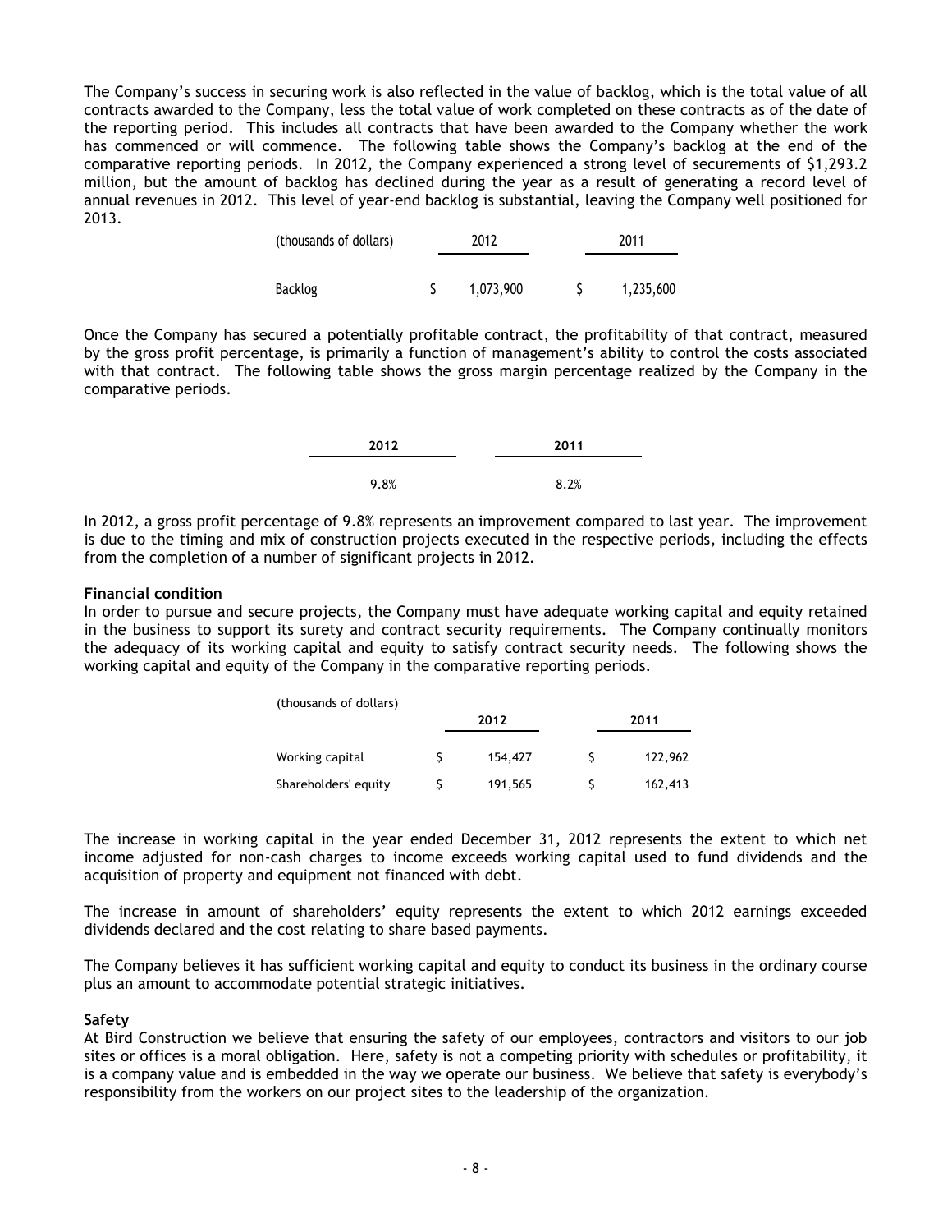The Company's success in securing work is also reflected in the value of backlog, which is the total value of all contracts awarded to the Company, less the total value of work completed on these contracts as of the date of the reporting period. This includes all contracts that have been awarded to the Company whether the work has commenced or will commence. The following table shows the Company's backlog at the end of the comparative reporting periods. In 2012, the Company experienced a strong level of securements of $1,293.2 million, but the amount of backlog has declined during the year as a result of generating a record level of annual revenues in 2012. This level of year-end backlog is substantial, leaving the Company well positioned for 2013.

| (thousands of dollars) | 2012 | 2011 |
|---|---|---|
| Backlog | $ 1,073,900 | $ 1,235,600 |

Once the Company has secured a potentially profitable contract, the profitability of that contract, measured by the gross profit percentage, is primarily a function of management's ability to control the costs associated with that contract. The following table shows the gross margin percentage realized by the Company in the comparative periods.

| 2012 | 2011 |
|---|---|
| 9.8% | 8.2% |

In 2012, a gross profit percentage of 9.8% represents an improvement compared to last year. The improvement is due to the timing and mix of construction projects executed in the respective periods, including the effects from the completion of a number of significant projects in 2012.

**Financial condition**

In order to pursue and secure projects, the Company must have adequate working capital and equity retained in the business to support its surety and contract security requirements. The Company continually monitors the adequacy of its working capital and equity to satisfy contract security needs. The following shows the working capital and equity of the Company in the comparative reporting periods.

| (thousands of dollars) | 2012 | 2011 |
|---|---|---|
| Working capital | $ 154,427 | $ 122,962 |
| Shareholders' equity | $ 191,565 | $ 162,413 |

The increase in working capital in the year ended December 31, 2012 represents the extent to which net income adjusted for non-cash charges to income exceeds working capital used to fund dividends and the acquisition of property and equipment not financed with debt.

The increase in amount of shareholders' equity represents the extent to which 2012 earnings exceeded dividends declared and the cost relating to share based payments.

The Company believes it has sufficient working capital and equity to conduct its business in the ordinary course plus an amount to accommodate potential strategic initiatives.

**Safety**

At Bird Construction we believe that ensuring the safety of our employees, contractors and visitors to our job sites or offices is a moral obligation. Here, safety is not a competing priority with schedules or profitability, it is a company value and is embedded in the way we operate our business. We believe that safety is everybody's responsibility from the workers on our project sites to the leadership of the organization.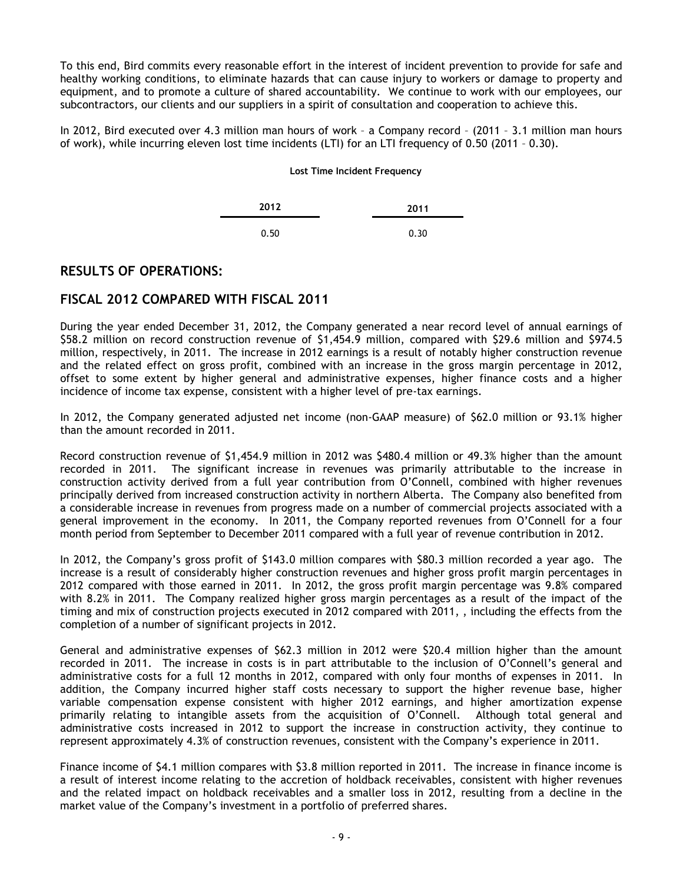To this end, Bird commits every reasonable effort in the interest of incident prevention to provide for safe and healthy working conditions, to eliminate hazards that can cause injury to workers or damage to property and equipment, and to promote a culture of shared accountability. We continue to work with our employees, our subcontractors, our clients and our suppliers in a spirit of consultation and cooperation to achieve this.

In 2012, Bird executed over 4.3 million man hours of work – a Company record – (2011 – 3.1 million man hours of work), while incurring eleven lost time incidents (LTI) for an LTI frequency of 0.50 (2011 – 0.30).

**Lost Time Incident Frequency**

| 2012 | 2011 |
|---|---|
| 0.50 | 0.30 |

## RESULTS OF OPERATIONS:

## FISCAL 2012 COMPARED WITH FISCAL 2011

During the year ended December 31, 2012, the Company generated a near record level of annual earnings of \$58.2 million on record construction revenue of \$1,454.9 million, compared with \$29.6 million and \$974.5 million, respectively, in 2011. The increase in 2012 earnings is a result of notably higher construction revenue and the related effect on gross profit, combined with an increase in the gross margin percentage in 2012, offset to some extent by higher general and administrative expenses, higher finance costs and a higher incidence of income tax expense, consistent with a higher level of pre-tax earnings.

In 2012, the Company generated adjusted net income (non-GAAP measure) of \$62.0 million or 93.1% higher than the amount recorded in 2011.

Record construction revenue of \$1,454.9 million in 2012 was \$480.4 million or 49.3% higher than the amount recorded in 2011. The significant increase in revenues was primarily attributable to the increase in construction activity derived from a full year contribution from O'Connell, combined with higher revenues principally derived from increased construction activity in northern Alberta. The Company also benefited from a considerable increase in revenues from progress made on a number of commercial projects associated with a general improvement in the economy. In 2011, the Company reported revenues from O'Connell for a four month period from September to December 2011 compared with a full year of revenue contribution in 2012.

In 2012, the Company's gross profit of \$143.0 million compares with \$80.3 million recorded a year ago. The increase is a result of considerably higher construction revenues and higher gross profit margin percentages in 2012 compared with those earned in 2011. In 2012, the gross profit margin percentage was 9.8% compared with 8.2% in 2011. The Company realized higher gross margin percentages as a result of the impact of the timing and mix of construction projects executed in 2012 compared with 2011, , including the effects from the completion of a number of significant projects in 2012.

General and administrative expenses of \$62.3 million in 2012 were \$20.4 million higher than the amount recorded in 2011. The increase in costs is in part attributable to the inclusion of O'Connell's general and administrative costs for a full 12 months in 2012, compared with only four months of expenses in 2011. In addition, the Company incurred higher staff costs necessary to support the higher revenue base, higher variable compensation expense consistent with higher 2012 earnings, and higher amortization expense primarily relating to intangible assets from the acquisition of O'Connell. Although total general and administrative costs increased in 2012 to support the increase in construction activity, they continue to represent approximately 4.3% of construction revenues, consistent with the Company's experience in 2011.

Finance income of \$4.1 million compares with \$3.8 million reported in 2011. The increase in finance income is a result of interest income relating to the accretion of holdback receivables, consistent with higher revenues and the related impact on holdback receivables and a smaller loss in 2012, resulting from a decline in the market value of the Company's investment in a portfolio of preferred shares.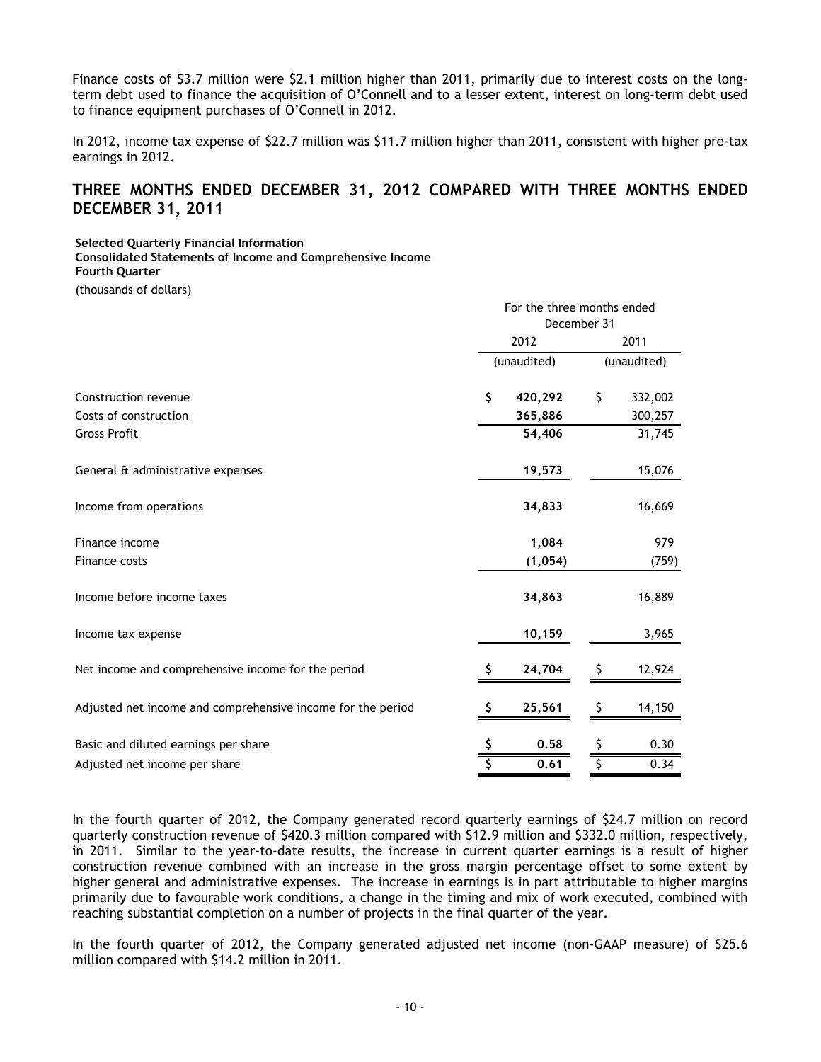Finance costs of $3.7 million were $2.1 million higher than 2011, primarily due to interest costs on the long-term debt used to finance the acquisition of O'Connell and to a lesser extent, interest on long-term debt used to finance equipment purchases of O'Connell in 2012.

In 2012, income tax expense of $22.7 million was $11.7 million higher than 2011, consistent with higher pre-tax earnings in 2012.

## THREE MONTHS ENDED DECEMBER 31, 2012 COMPARED WITH THREE MONTHS ENDED DECEMBER 31, 2011

**Selected Quarterly Financial Information**
**Consolidated Statements of Income and Comprehensive Income**
**Fourth Quarter**
(thousands of dollars)

| | For the three months ended December 31 | |
|---|---|---|
| | 2012 | 2011 |
| | (unaudited) | (unaudited) |
| Construction revenue | **$ 420,292** | $ 332,002 |
| Costs of construction | **365,886** | 300,257 |
| Gross Profit | **54,406** | 31,745 |
| General & administrative expenses | **19,573** | 15,076 |
| Income from operations | **34,833** | 16,669 |
| Finance income | **1,084** | 979 |
| Finance costs | **(1,054)** | (759) |
| Income before income taxes | **34,863** | 16,889 |
| Income tax expense | **10,159** | 3,965 |
| Net income and comprehensive income for the period | **$ 24,704** | $ 12,924 |
| Adjusted net income and comprehensive income for the period | **$ 25,561** | $ 14,150 |
| Basic and diluted earnings per share | **$ 0.58** | $ 0.30 |
| Adjusted net income per share | **$ 0.61** | $ 0.34 |

In the fourth quarter of 2012, the Company generated record quarterly earnings of $24.7 million on record quarterly construction revenue of $420.3 million compared with $12.9 million and $332.0 million, respectively, in 2011. Similar to the year-to-date results, the increase in current quarter earnings is a result of higher construction revenue combined with an increase in the gross margin percentage offset to some extent by higher general and administrative expenses. The increase in earnings is in part attributable to higher margins primarily due to favourable work conditions, a change in the timing and mix of work executed, combined with reaching substantial completion on a number of projects in the final quarter of the year.

In the fourth quarter of 2012, the Company generated adjusted net income (non-GAAP measure) of $25.6 million compared with $14.2 million in 2011.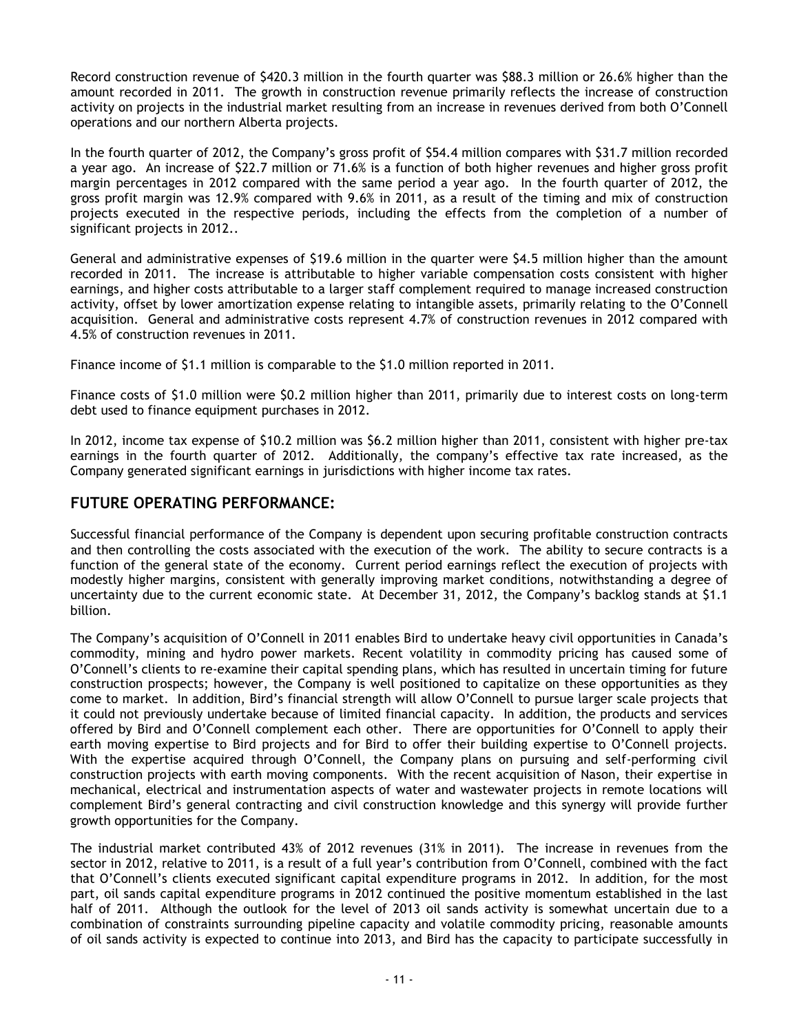Record construction revenue of $420.3 million in the fourth quarter was $88.3 million or 26.6% higher than the amount recorded in 2011. The growth in construction revenue primarily reflects the increase of construction activity on projects in the industrial market resulting from an increase in revenues derived from both O'Connell operations and our northern Alberta projects.

In the fourth quarter of 2012, the Company's gross profit of $54.4 million compares with $31.7 million recorded a year ago. An increase of $22.7 million or 71.6% is a function of both higher revenues and higher gross profit margin percentages in 2012 compared with the same period a year ago. In the fourth quarter of 2012, the gross profit margin was 12.9% compared with 9.6% in 2011, as a result of the timing and mix of construction projects executed in the respective periods, including the effects from the completion of a number of significant projects in 2012..

General and administrative expenses of $19.6 million in the quarter were $4.5 million higher than the amount recorded in 2011. The increase is attributable to higher variable compensation costs consistent with higher earnings, and higher costs attributable to a larger staff complement required to manage increased construction activity, offset by lower amortization expense relating to intangible assets, primarily relating to the O'Connell acquisition. General and administrative costs represent 4.7% of construction revenues in 2012 compared with 4.5% of construction revenues in 2011.

Finance income of $1.1 million is comparable to the $1.0 million reported in 2011.

Finance costs of $1.0 million were $0.2 million higher than 2011, primarily due to interest costs on long-term debt used to finance equipment purchases in 2012.

In 2012, income tax expense of $10.2 million was $6.2 million higher than 2011, consistent with higher pre-tax earnings in the fourth quarter of 2012. Additionally, the company's effective tax rate increased, as the Company generated significant earnings in jurisdictions with higher income tax rates.

## FUTURE OPERATING PERFORMANCE:

Successful financial performance of the Company is dependent upon securing profitable construction contracts and then controlling the costs associated with the execution of the work. The ability to secure contracts is a function of the general state of the economy. Current period earnings reflect the execution of projects with modestly higher margins, consistent with generally improving market conditions, notwithstanding a degree of uncertainty due to the current economic state. At December 31, 2012, the Company's backlog stands at $1.1 billion.

The Company's acquisition of O'Connell in 2011 enables Bird to undertake heavy civil opportunities in Canada's commodity, mining and hydro power markets. Recent volatility in commodity pricing has caused some of O'Connell's clients to re-examine their capital spending plans, which has resulted in uncertain timing for future construction prospects; however, the Company is well positioned to capitalize on these opportunities as they come to market. In addition, Bird's financial strength will allow O'Connell to pursue larger scale projects that it could not previously undertake because of limited financial capacity. In addition, the products and services offered by Bird and O'Connell complement each other. There are opportunities for O'Connell to apply their earth moving expertise to Bird projects and for Bird to offer their building expertise to O'Connell projects. With the expertise acquired through O'Connell, the Company plans on pursuing and self-performing civil construction projects with earth moving components. With the recent acquisition of Nason, their expertise in mechanical, electrical and instrumentation aspects of water and wastewater projects in remote locations will complement Bird's general contracting and civil construction knowledge and this synergy will provide further growth opportunities for the Company.

The industrial market contributed 43% of 2012 revenues (31% in 2011). The increase in revenues from the sector in 2012, relative to 2011, is a result of a full year's contribution from O'Connell, combined with the fact that O'Connell's clients executed significant capital expenditure programs in 2012. In addition, for the most part, oil sands capital expenditure programs in 2012 continued the positive momentum established in the last half of 2011. Although the outlook for the level of 2013 oil sands activity is somewhat uncertain due to a combination of constraints surrounding pipeline capacity and volatile commodity pricing, reasonable amounts of oil sands activity is expected to continue into 2013, and Bird has the capacity to participate successfully in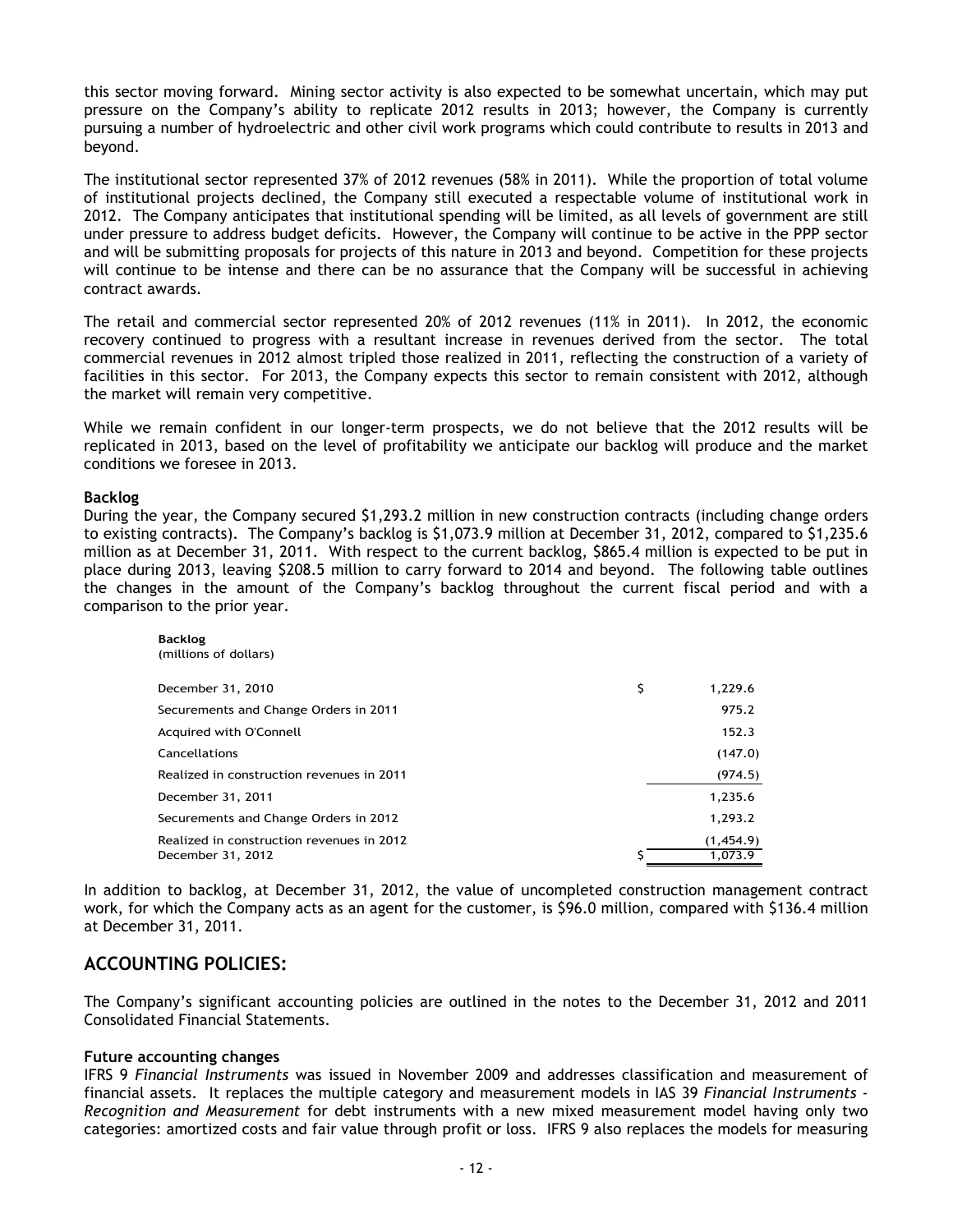this sector moving forward. Mining sector activity is also expected to be somewhat uncertain, which may put pressure on the Company's ability to replicate 2012 results in 2013; however, the Company is currently pursuing a number of hydroelectric and other civil work programs which could contribute to results in 2013 and beyond.

The institutional sector represented 37% of 2012 revenues (58% in 2011). While the proportion of total volume of institutional projects declined, the Company still executed a respectable volume of institutional work in 2012. The Company anticipates that institutional spending will be limited, as all levels of government are still under pressure to address budget deficits. However, the Company will continue to be active in the PPP sector and will be submitting proposals for projects of this nature in 2013 and beyond. Competition for these projects will continue to be intense and there can be no assurance that the Company will be successful in achieving contract awards.

The retail and commercial sector represented 20% of 2012 revenues (11% in 2011). In 2012, the economic recovery continued to progress with a resultant increase in revenues derived from the sector. The total commercial revenues in 2012 almost tripled those realized in 2011, reflecting the construction of a variety of facilities in this sector. For 2013, the Company expects this sector to remain consistent with 2012, although the market will remain very competitive.

While we remain confident in our longer-term prospects, we do not believe that the 2012 results will be replicated in 2013, based on the level of profitability we anticipate our backlog will produce and the market conditions we foresee in 2013.

**Backlog**

During the year, the Company secured $1,293.2 million in new construction contracts (including change orders to existing contracts). The Company's backlog is $1,073.9 million at December 31, 2012, compared to $1,235.6 million as at December 31, 2011. With respect to the current backlog, $865.4 million is expected to be put in place during 2013, leaving $208.5 million to carry forward to 2014 and beyond. The following table outlines the changes in the amount of the Company's backlog throughout the current fiscal period and with a comparison to the prior year.

| **Backlog** (millions of dollars) | |
|---|---|
| December 31, 2010 | $ 1,229.6 |
| Securements and Change Orders in 2011 | 975.2 |
| Acquired with O'Connell | 152.3 |
| Cancellations | (147.0) |
| Realized in construction revenues in 2011 | (974.5) |
| December 31, 2011 | 1,235.6 |
| Securements and Change Orders in 2012 | 1,293.2 |
| Realized in construction revenues in 2012 | (1,454.9) |
| December 31, 2012 | $ 1,073.9 |

In addition to backlog, at December 31, 2012, the value of uncompleted construction management contract work, for which the Company acts as an agent for the customer, is $96.0 million, compared with $136.4 million at December 31, 2011.

## ACCOUNTING POLICIES:

The Company's significant accounting policies are outlined in the notes to the December 31, 2012 and 2011 Consolidated Financial Statements.

**Future accounting changes**

IFRS 9 *Financial Instruments* was issued in November 2009 and addresses classification and measurement of financial assets. It replaces the multiple category and measurement models in IAS 39 *Financial Instruments - Recognition and Measurement* for debt instruments with a new mixed measurement model having only two categories: amortized costs and fair value through profit or loss. IFRS 9 also replaces the models for measuring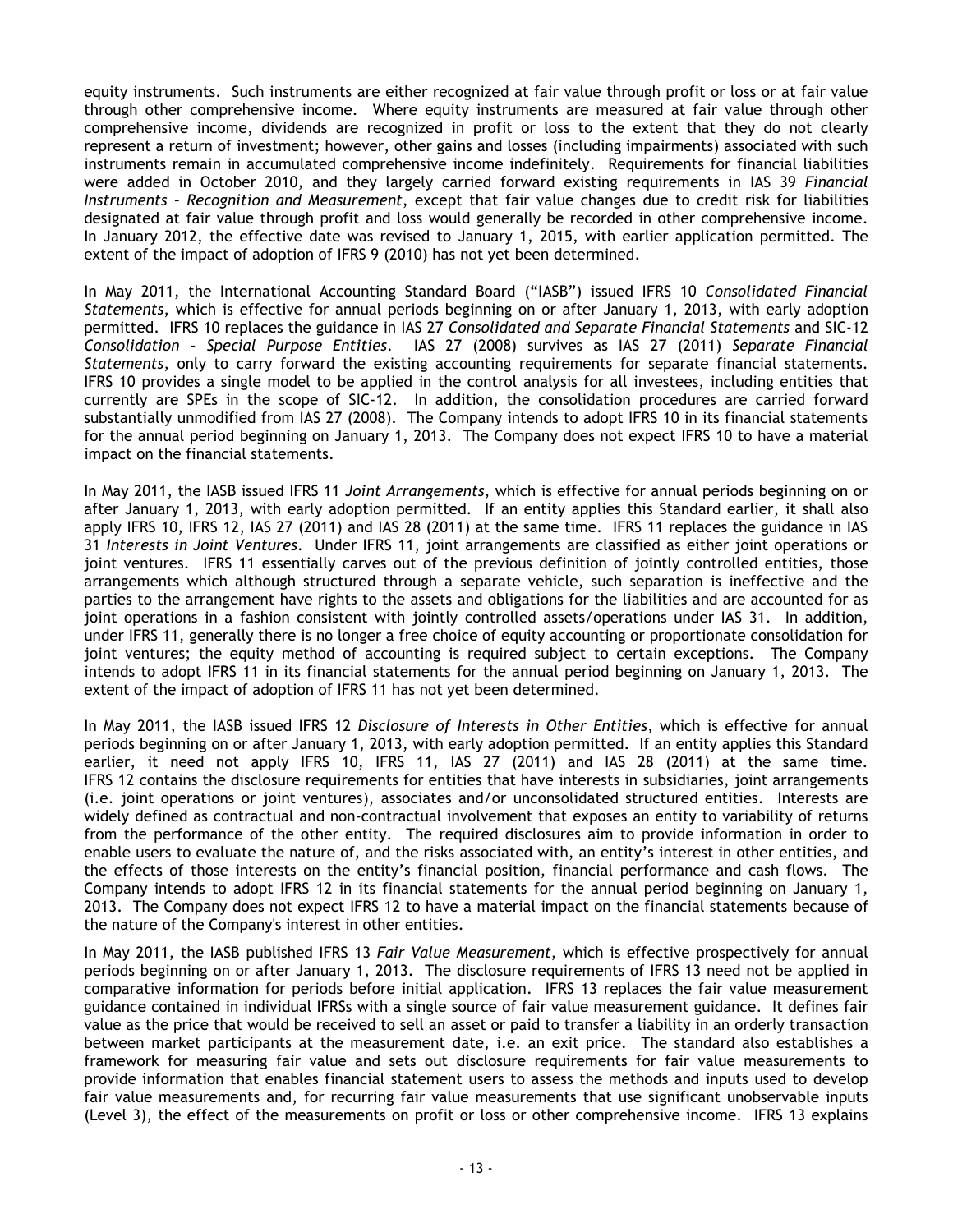equity instruments. Such instruments are either recognized at fair value through profit or loss or at fair value through other comprehensive income. Where equity instruments are measured at fair value through other comprehensive income, dividends are recognized in profit or loss to the extent that they do not clearly represent a return of investment; however, other gains and losses (including impairments) associated with such instruments remain in accumulated comprehensive income indefinitely. Requirements for financial liabilities were added in October 2010, and they largely carried forward existing requirements in IAS 39 *Financial Instruments – Recognition and Measurement*, except that fair value changes due to credit risk for liabilities designated at fair value through profit and loss would generally be recorded in other comprehensive income. In January 2012, the effective date was revised to January 1, 2015, with earlier application permitted. The extent of the impact of adoption of IFRS 9 (2010) has not yet been determined.

In May 2011, the International Accounting Standard Board ("IASB") issued IFRS 10 *Consolidated Financial Statements*, which is effective for annual periods beginning on or after January 1, 2013, with early adoption permitted. IFRS 10 replaces the guidance in IAS 27 *Consolidated and Separate Financial Statements* and SIC-12 *Consolidation – Special Purpose Entities*. IAS 27 (2008) survives as IAS 27 (2011) *Separate Financial Statements*, only to carry forward the existing accounting requirements for separate financial statements. IFRS 10 provides a single model to be applied in the control analysis for all investees, including entities that currently are SPEs in the scope of SIC-12. In addition, the consolidation procedures are carried forward substantially unmodified from IAS 27 (2008). The Company intends to adopt IFRS 10 in its financial statements for the annual period beginning on January 1, 2013. The Company does not expect IFRS 10 to have a material impact on the financial statements.

In May 2011, the IASB issued IFRS 11 *Joint Arrangements*, which is effective for annual periods beginning on or after January 1, 2013, with early adoption permitted. If an entity applies this Standard earlier, it shall also apply IFRS 10, IFRS 12, IAS 27 (2011) and IAS 28 (2011) at the same time. IFRS 11 replaces the guidance in IAS 31 *Interests in Joint Ventures*. Under IFRS 11, joint arrangements are classified as either joint operations or joint ventures. IFRS 11 essentially carves out of the previous definition of jointly controlled entities, those arrangements which although structured through a separate vehicle, such separation is ineffective and the parties to the arrangement have rights to the assets and obligations for the liabilities and are accounted for as joint operations in a fashion consistent with jointly controlled assets/operations under IAS 31. In addition, under IFRS 11, generally there is no longer a free choice of equity accounting or proportionate consolidation for joint ventures; the equity method of accounting is required subject to certain exceptions. The Company intends to adopt IFRS 11 in its financial statements for the annual period beginning on January 1, 2013. The extent of the impact of adoption of IFRS 11 has not yet been determined.

In May 2011, the IASB issued IFRS 12 *Disclosure of Interests in Other Entities*, which is effective for annual periods beginning on or after January 1, 2013, with early adoption permitted. If an entity applies this Standard earlier, it need not apply IFRS 10, IFRS 11, IAS 27 (2011) and IAS 28 (2011) at the same time. IFRS 12 contains the disclosure requirements for entities that have interests in subsidiaries, joint arrangements (i.e. joint operations or joint ventures), associates and/or unconsolidated structured entities. Interests are widely defined as contractual and non-contractual involvement that exposes an entity to variability of returns from the performance of the other entity. The required disclosures aim to provide information in order to enable users to evaluate the nature of, and the risks associated with, an entity's interest in other entities, and the effects of those interests on the entity's financial position, financial performance and cash flows. The Company intends to adopt IFRS 12 in its financial statements for the annual period beginning on January 1, 2013. The Company does not expect IFRS 12 to have a material impact on the financial statements because of the nature of the Company's interest in other entities.

In May 2011, the IASB published IFRS 13 *Fair Value Measurement*, which is effective prospectively for annual periods beginning on or after January 1, 2013. The disclosure requirements of IFRS 13 need not be applied in comparative information for periods before initial application. IFRS 13 replaces the fair value measurement guidance contained in individual IFRSs with a single source of fair value measurement guidance. It defines fair value as the price that would be received to sell an asset or paid to transfer a liability in an orderly transaction between market participants at the measurement date, i.e. an exit price. The standard also establishes a framework for measuring fair value and sets out disclosure requirements for fair value measurements to provide information that enables financial statement users to assess the methods and inputs used to develop fair value measurements and, for recurring fair value measurements that use significant unobservable inputs (Level 3), the effect of the measurements on profit or loss or other comprehensive income. IFRS 13 explains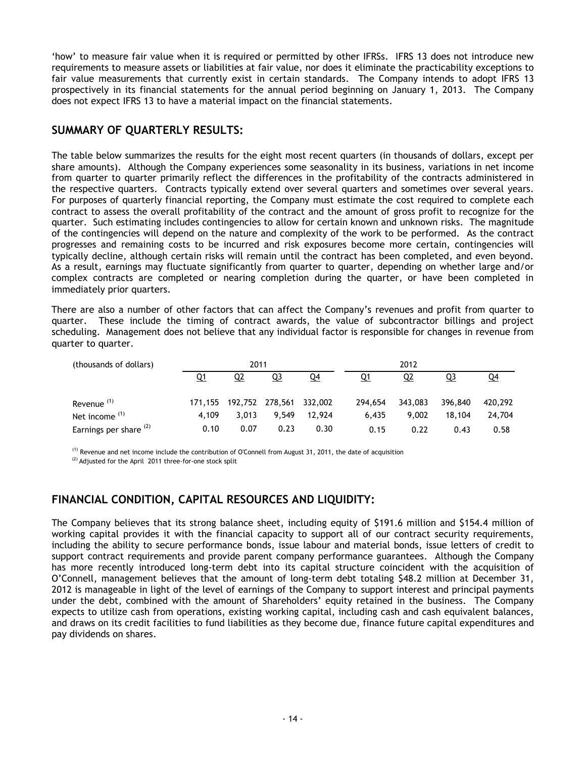'how' to measure fair value when it is required or permitted by other IFRSs. IFRS 13 does not introduce new requirements to measure assets or liabilities at fair value, nor does it eliminate the practicability exceptions to fair value measurements that currently exist in certain standards. The Company intends to adopt IFRS 13 prospectively in its financial statements for the annual period beginning on January 1, 2013. The Company does not expect IFRS 13 to have a material impact on the financial statements.

## SUMMARY OF QUARTERLY RESULTS:

The table below summarizes the results for the eight most recent quarters (in thousands of dollars, except per share amounts). Although the Company experiences some seasonality in its business, variations in net income from quarter to quarter primarily reflect the differences in the profitability of the contracts administered in the respective quarters. Contracts typically extend over several quarters and sometimes over several years. For purposes of quarterly financial reporting, the Company must estimate the cost required to complete each contract to assess the overall profitability of the contract and the amount of gross profit to recognize for the quarter. Such estimating includes contingencies to allow for certain known and unknown risks. The magnitude of the contingencies will depend on the nature and complexity of the work to be performed. As the contract progresses and remaining costs to be incurred and risk exposures become more certain, contingencies will typically decline, although certain risks will remain until the contract has been completed, and even beyond. As a result, earnings may fluctuate significantly from quarter to quarter, depending on whether large and/or complex contracts are completed or nearing completion during the quarter, or have been completed in immediately prior quarters.

There are also a number of other factors that can affect the Company's revenues and profit from quarter to quarter. These include the timing of contract awards, the value of subcontractor billings and project scheduling. Management does not believe that any individual factor is responsible for changes in revenue from quarter to quarter.

| (thousands of dollars) | 2011 | | | | 2012 | | | |
|---|---|---|---|---|---|---|---|---|
| | Q1 | Q2 | Q3 | Q4 | Q1 | Q2 | Q3 | Q4 |
| Revenue [(1)] | 171,155 | 192,752 | 278,561 | 332,002 | 294,654 | 343,083 | 396,840 | 420,292 |
| Net income [(1)] | 4,109 | 3,013 | 9,549 | 12,924 | 6,435 | 9,002 | 18,104 | 24,704 |
| Earnings per share [(2)] | 0.10 | 0.07 | 0.23 | 0.30 | 0.15 | 0.22 | 0.43 | 0.58 |

[(1)] Revenue and net income include the contribution of O'Connell from August 31, 2011, the date of acquisition
[(2)] Adjusted for the April 2011 three-for-one stock split

## FINANCIAL CONDITION, CAPITAL RESOURCES AND LIQUIDITY:

The Company believes that its strong balance sheet, including equity of $191.6 million and $154.4 million of working capital provides it with the financial capacity to support all of our contract security requirements, including the ability to secure performance bonds, issue labour and material bonds, issue letters of credit to support contract requirements and provide parent company performance guarantees. Although the Company has more recently introduced long-term debt into its capital structure coincident with the acquisition of O'Connell, management believes that the amount of long-term debt totaling $48.2 million at December 31, 2012 is manageable in light of the level of earnings of the Company to support interest and principal payments under the debt, combined with the amount of Shareholders' equity retained in the business. The Company expects to utilize cash from operations, existing working capital, including cash and cash equivalent balances, and draws on its credit facilities to fund liabilities as they become due, finance future capital expenditures and pay dividends on shares.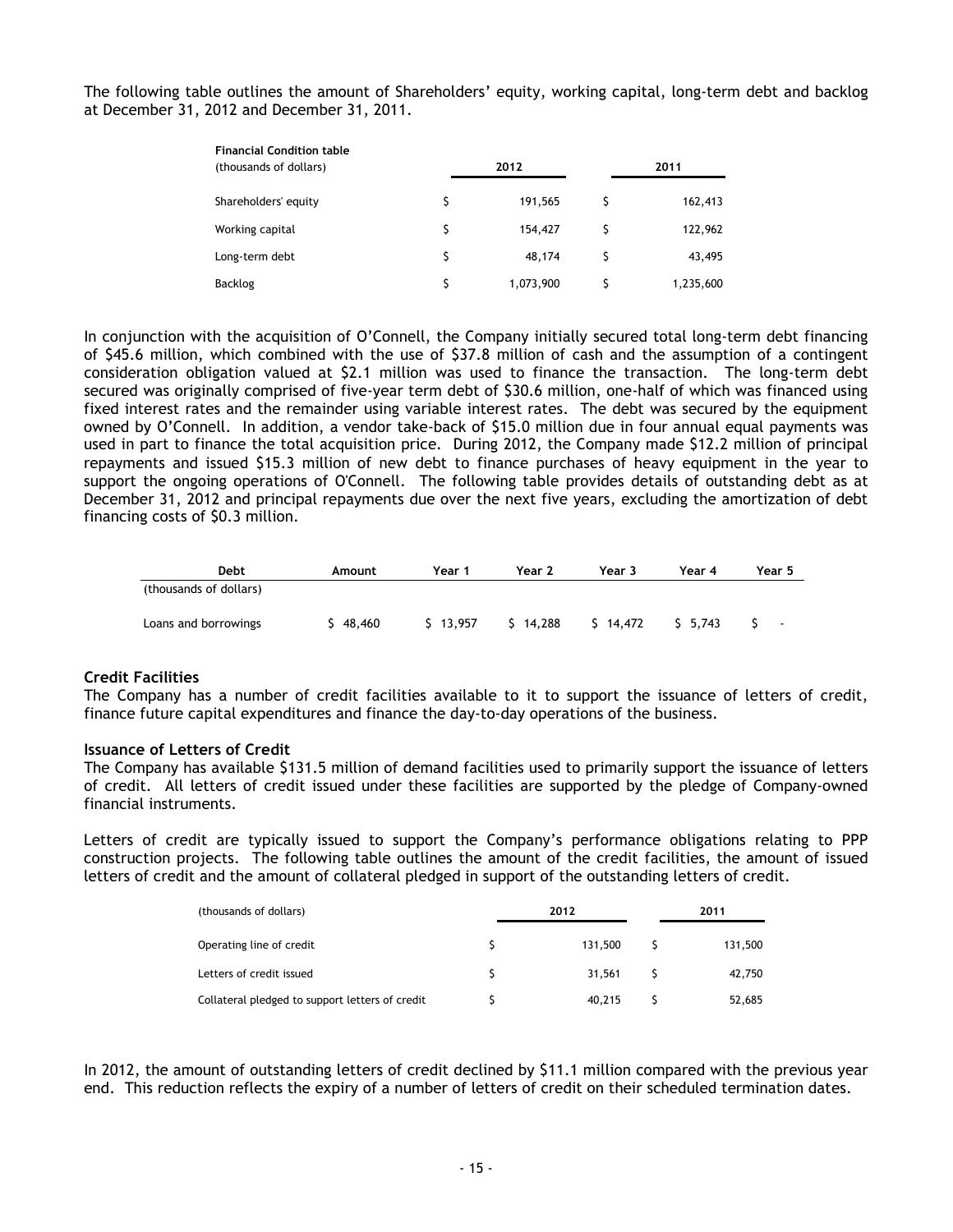The following table outlines the amount of Shareholders' equity, working capital, long-term debt and backlog at December 31, 2012 and December 31, 2011.

| **Financial Condition table** (thousands of dollars) | 2012 | 2011 |
|---|---|---|
| Shareholders' equity | $ 191,565 | $ 162,413 |
| Working capital | $ 154,427 | $ 122,962 |
| Long-term debt | $ 48,174 | $ 43,495 |
| Backlog | $ 1,073,900 | $ 1,235,600 |

In conjunction with the acquisition of O'Connell, the Company initially secured total long-term debt financing of $45.6 million, which combined with the use of $37.8 million of cash and the assumption of a contingent consideration obligation valued at $2.1 million was used to finance the transaction. The long-term debt secured was originally comprised of five-year term debt of $30.6 million, one-half of which was financed using fixed interest rates and the remainder using variable interest rates. The debt was secured by the equipment owned by O'Connell. In addition, a vendor take-back of $15.0 million due in four annual equal payments was used in part to finance the total acquisition price. During 2012, the Company made $12.2 million of principal repayments and issued $15.3 million of new debt to finance purchases of heavy equipment in the year to support the ongoing operations of O'Connell. The following table provides details of outstanding debt as at December 31, 2012 and principal repayments due over the next five years, excluding the amortization of debt financing costs of $0.3 million.

| Debt (thousands of dollars) | Amount | Year 1 | Year 2 | Year 3 | Year 4 | Year 5 |
|---|---|---|---|---|---|---|
| Loans and borrowings | $ 48,460 | $ 13,957 | $ 14,288 | $ 14,472 | $ 5,743 | $ - |

**Credit Facilities**

The Company has a number of credit facilities available to it to support the issuance of letters of credit, finance future capital expenditures and finance the day-to-day operations of the business.

**Issuance of Letters of Credit**

The Company has available $131.5 million of demand facilities used to primarily support the issuance of letters of credit. All letters of credit issued under these facilities are supported by the pledge of Company-owned financial instruments.

Letters of credit are typically issued to support the Company's performance obligations relating to PPP construction projects. The following table outlines the amount of the credit facilities, the amount of issued letters of credit and the amount of collateral pledged in support of the outstanding letters of credit.

| (thousands of dollars) | 2012 | 2011 |
|---|---|---|
| Operating line of credit | $ 131,500 | $ 131,500 |
| Letters of credit issued | $ 31,561 | $ 42,750 |
| Collateral pledged to support letters of credit | $ 40,215 | $ 52,685 |

In 2012, the amount of outstanding letters of credit declined by $11.1 million compared with the previous year end. This reduction reflects the expiry of a number of letters of credit on their scheduled termination dates.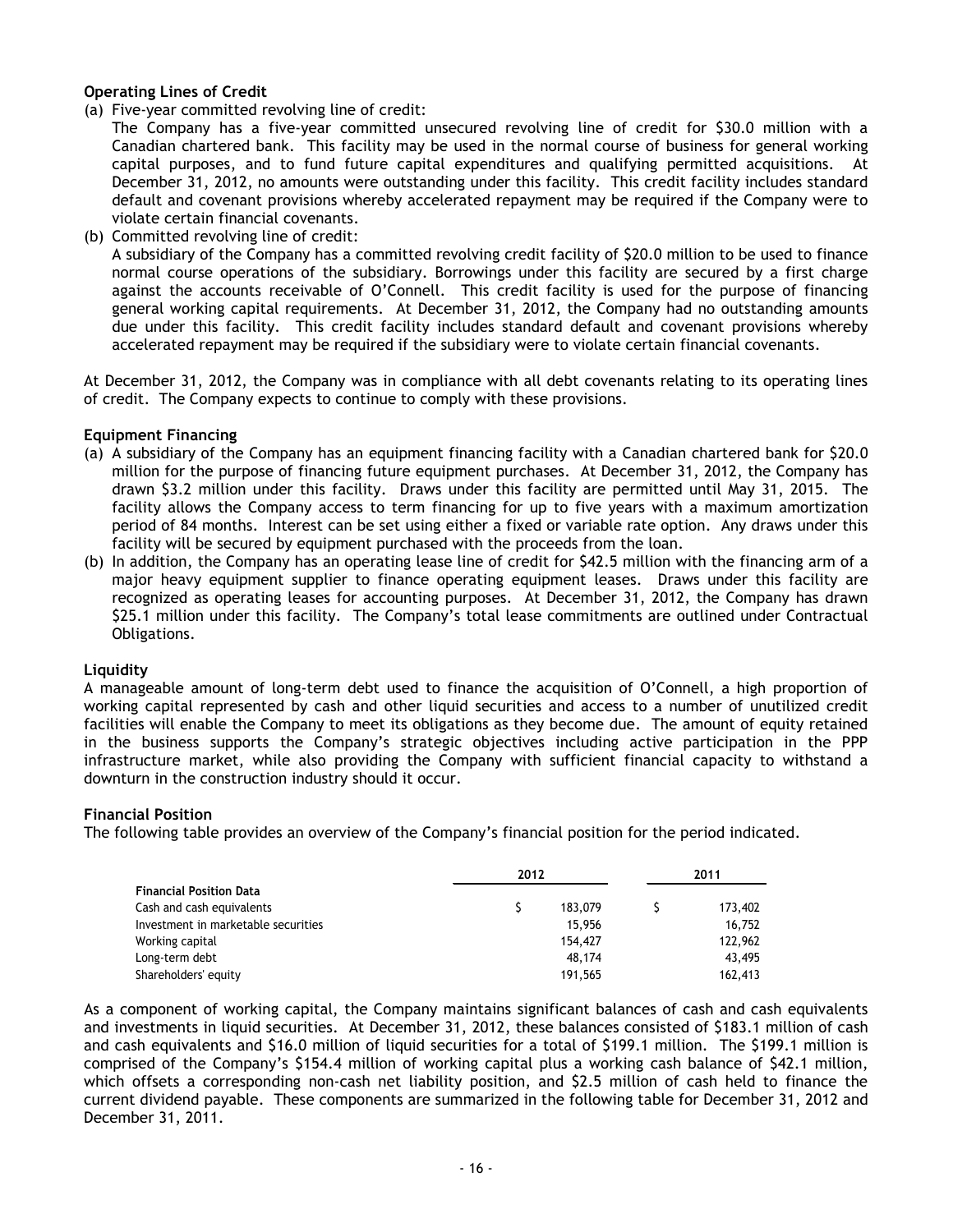**Operating Lines of Credit**

(a) Five-year committed revolving line of credit:
The Company has a five-year committed unsecured revolving line of credit for $30.0 million with a Canadian chartered bank. This facility may be used in the normal course of business for general working capital purposes, and to fund future capital expenditures and qualifying permitted acquisitions. At December 31, 2012, no amounts were outstanding under this facility. This credit facility includes standard default and covenant provisions whereby accelerated repayment may be required if the Company were to violate certain financial covenants.

(b) Committed revolving line of credit:
A subsidiary of the Company has a committed revolving credit facility of $20.0 million to be used to finance normal course operations of the subsidiary. Borrowings under this facility are secured by a first charge against the accounts receivable of O'Connell. This credit facility is used for the purpose of financing general working capital requirements. At December 31, 2012, the Company had no outstanding amounts due under this facility. This credit facility includes standard default and covenant provisions whereby accelerated repayment may be required if the subsidiary were to violate certain financial covenants.

At December 31, 2012, the Company was in compliance with all debt covenants relating to its operating lines of credit. The Company expects to continue to comply with these provisions.

**Equipment Financing**

(a) A subsidiary of the Company has an equipment financing facility with a Canadian chartered bank for $20.0 million for the purpose of financing future equipment purchases. At December 31, 2012, the Company has drawn $3.2 million under this facility. Draws under this facility are permitted until May 31, 2015. The facility allows the Company access to term financing for up to five years with a maximum amortization period of 84 months. Interest can be set using either a fixed or variable rate option. Any draws under this facility will be secured by equipment purchased with the proceeds from the loan.

(b) In addition, the Company has an operating lease line of credit for $42.5 million with the financing arm of a major heavy equipment supplier to finance operating equipment leases. Draws under this facility are recognized as operating leases for accounting purposes. At December 31, 2012, the Company has drawn $25.1 million under this facility. The Company's total lease commitments are outlined under Contractual Obligations.

**Liquidity**

A manageable amount of long-term debt used to finance the acquisition of O'Connell, a high proportion of working capital represented by cash and other liquid securities and access to a number of unutilized credit facilities will enable the Company to meet its obligations as they become due. The amount of equity retained in the business supports the Company's strategic objectives including active participation in the PPP infrastructure market, while also providing the Company with sufficient financial capacity to withstand a downturn in the construction industry should it occur.

**Financial Position**

The following table provides an overview of the Company's financial position for the period indicated.

| | 2012 | 2011 |
|---|---|---|
| **Financial Position Data** | | |
| Cash and cash equivalents | $ 183,079 | $ 173,402 |
| Investment in marketable securities | 15,956 | 16,752 |
| Working capital | 154,427 | 122,962 |
| Long-term debt | 48,174 | 43,495 |
| Shareholders' equity | 191,565 | 162,413 |

As a component of working capital, the Company maintains significant balances of cash and cash equivalents and investments in liquid securities. At December 31, 2012, these balances consisted of $183.1 million of cash and cash equivalents and $16.0 million of liquid securities for a total of $199.1 million. The $199.1 million is comprised of the Company's $154.4 million of working capital plus a working cash balance of $42.1 million, which offsets a corresponding non-cash net liability position, and $2.5 million of cash held to finance the current dividend payable. These components are summarized in the following table for December 31, 2012 and December 31, 2011.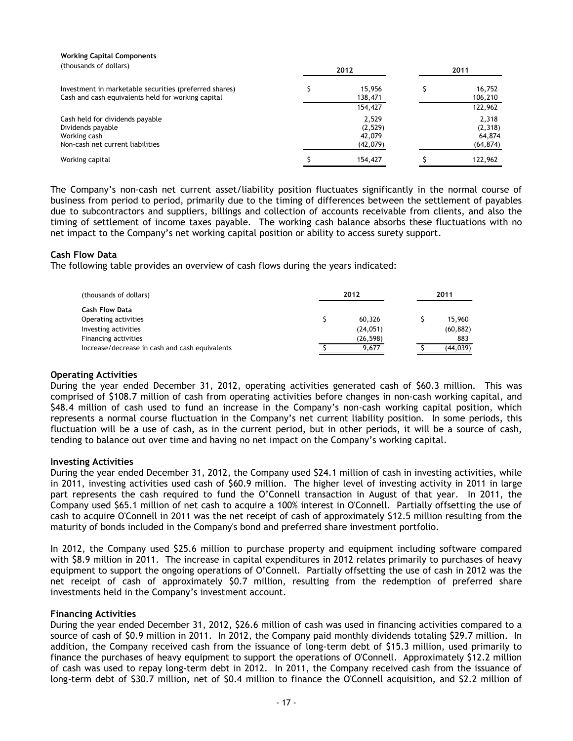**Working Capital Components**

| (thousands of dollars) | 2012 | 2011 |
|---|---|---|
| Investment in marketable securities (preferred shares) | $ 15,956 | $ 16,752 |
| Cash and cash equivalents held for working capital | 138,471 | 106,210 |
| | 154,427 | 122,962 |
| Cash held for dividends payable | 2,529 | 2,318 |
| Dividends payable | (2,529) | (2,318) |
| Working cash | 42,079 | 64,874 |
| Non-cash net current liabilities | (42,079) | (64,874) |
| Working capital | $ 154,427 | $ 122,962 |

The Company's non-cash net current asset/liability position fluctuates significantly in the normal course of business from period to period, primarily due to the timing of differences between the settlement of payables due to subcontractors and suppliers, billings and collection of accounts receivable from clients, and also the timing of settlement of income taxes payable. The working cash balance absorbs these fluctuations with no net impact to the Company's net working capital position or ability to access surety support.

### Cash Flow Data

The following table provides an overview of cash flows during the years indicated:

| (thousands of dollars) | 2012 | 2011 |
|---|---|---|
| **Cash Flow Data** | | |
| Operating activities | $ 60,326 | $ 15,960 |
| Investing activities | (24,051) | (60,882) |
| Financing activities | (26,598) | 883 |
| Increase/decrease in cash and cash equivalents | $ 9,677 | $ (44,039) |

### Operating Activities

During the year ended December 31, 2012, operating activities generated cash of $60.3 million. This was comprised of $108.7 million of cash from operating activities before changes in non-cash working capital, and $48.4 million of cash used to fund an increase in the Company's non-cash working capital position, which represents a normal course fluctuation in the Company's net current liability position. In some periods, this fluctuation will be a use of cash, as in the current period, but in other periods, it will be a source of cash, tending to balance out over time and having no net impact on the Company's working capital.

### Investing Activities

During the year ended December 31, 2012, the Company used $24.1 million of cash in investing activities, while in 2011, investing activities used cash of $60.9 million. The higher level of investing activity in 2011 in large part represents the cash required to fund the O'Connell transaction in August of that year. In 2011, the Company used $65.1 million of net cash to acquire a 100% interest in O'Connell. Partially offsetting the use of cash to acquire O'Connell in 2011 was the net receipt of cash of approximately $12.5 million resulting from the maturity of bonds included in the Company's bond and preferred share investment portfolio.

In 2012, the Company used $25.6 million to purchase property and equipment including software compared with $8.9 million in 2011. The increase in capital expenditures in 2012 relates primarily to purchases of heavy equipment to support the ongoing operations of O'Connell. Partially offsetting the use of cash in 2012 was the net receipt of cash of approximately $0.7 million, resulting from the redemption of preferred share investments held in the Company's investment account.

### Financing Activities

During the year ended December 31, 2012, $26.6 million of cash was used in financing activities compared to a source of cash of $0.9 million in 2011. In 2012, the Company paid monthly dividends totaling $29.7 million. In addition, the Company received cash from the issuance of long-term debt of $15.3 million, used primarily to finance the purchases of heavy equipment to support the operations of O'Connell. Approximately $12.2 million of cash was used to repay long-term debt in 2012. In 2011, the Company received cash from the issuance of long-term debt of $30.7 million, net of $0.4 million to finance the O'Connell acquisition, and $2.2 million of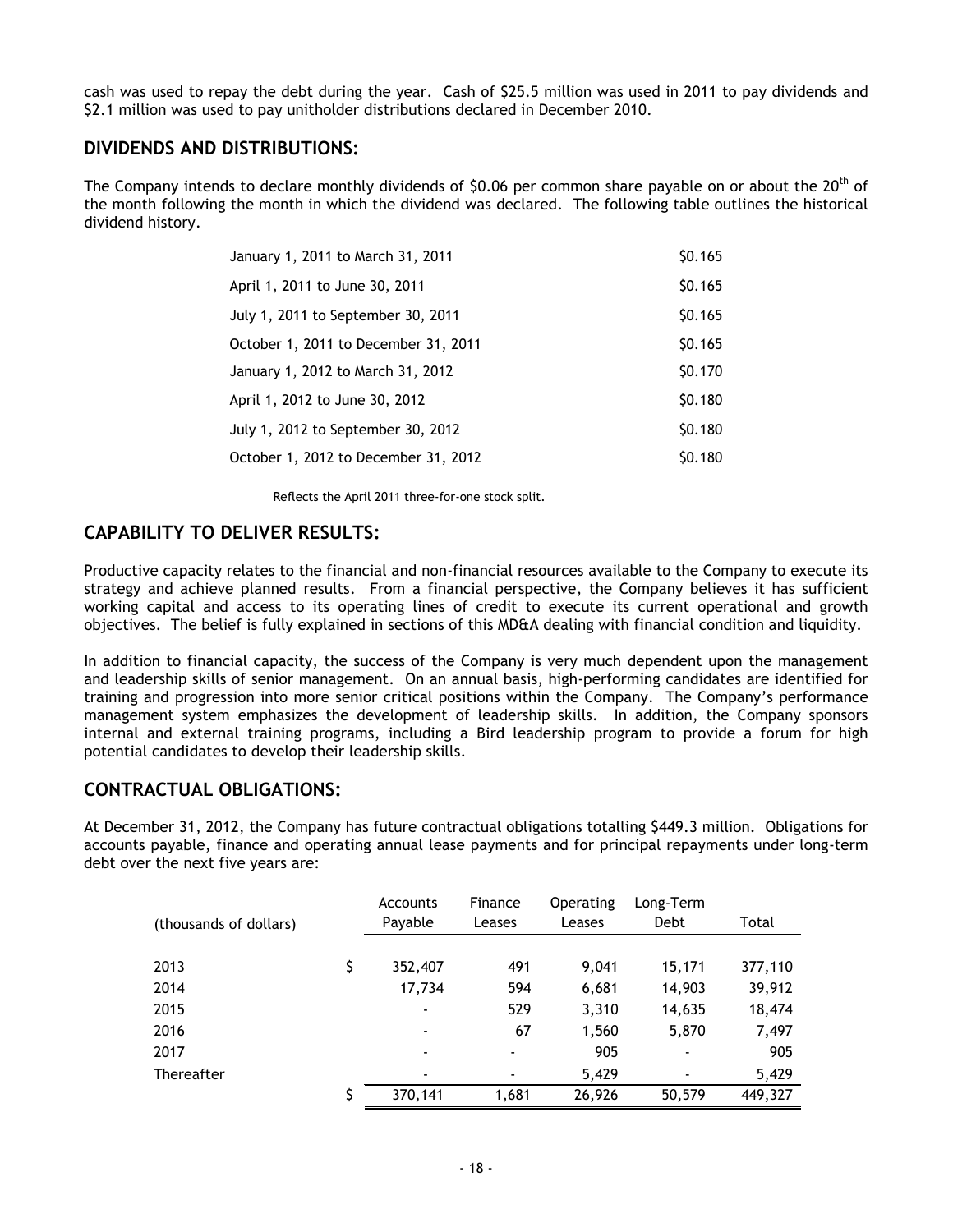cash was used to repay the debt during the year. Cash of $25.5 million was used in 2011 to pay dividends and $2.1 million was used to pay unitholder distributions declared in December 2010.

## DIVIDENDS AND DISTRIBUTIONS:

The Company intends to declare monthly dividends of $0.06 per common share payable on or about the 20th of the month following the month in which the dividend was declared. The following table outlines the historical dividend history.

| | |
|---|---|
| January 1, 2011 to March 31, 2011 | $0.165 |
| April 1, 2011 to June 30, 2011 | $0.165 |
| July 1, 2011 to September 30, 2011 | $0.165 |
| October 1, 2011 to December 31, 2011 | $0.165 |
| January 1, 2012 to March 31, 2012 | $0.170 |
| April 1, 2012 to June 30, 2012 | $0.180 |
| July 1, 2012 to September 30, 2012 | $0.180 |
| October 1, 2012 to December 31, 2012 | $0.180 |

Reflects the April 2011 three-for-one stock split.

## CAPABILITY TO DELIVER RESULTS:

Productive capacity relates to the financial and non-financial resources available to the Company to execute its strategy and achieve planned results. From a financial perspective, the Company believes it has sufficient working capital and access to its operating lines of credit to execute its current operational and growth objectives. The belief is fully explained in sections of this MD&A dealing with financial condition and liquidity.

In addition to financial capacity, the success of the Company is very much dependent upon the management and leadership skills of senior management. On an annual basis, high-performing candidates are identified for training and progression into more senior critical positions within the Company. The Company's performance management system emphasizes the development of leadership skills. In addition, the Company sponsors internal and external training programs, including a Bird leadership program to provide a forum for high potential candidates to develop their leadership skills.

## CONTRACTUAL OBLIGATIONS:

At December 31, 2012, the Company has future contractual obligations totalling $449.3 million. Obligations for accounts payable, finance and operating annual lease payments and for principal repayments under long-term debt over the next five years are:

| (thousands of dollars) | | Accounts Payable | Finance Leases | Operating Leases | Long-Term Debt | Total |
|---|---|---|---|---|---|---|
| 2013 | $ | 352,407 | 491 | 9,041 | 15,171 | 377,110 |
| 2014 | | 17,734 | 594 | 6,681 | 14,903 | 39,912 |
| 2015 | | - | 529 | 3,310 | 14,635 | 18,474 |
| 2016 | | - | 67 | 1,560 | 5,870 | 7,497 |
| 2017 | | - | - | 905 | - | 905 |
| Thereafter | | - | - | 5,429 | - | 5,429 |
| | $ | 370,141 | 1,681 | 26,926 | 50,579 | 449,327 |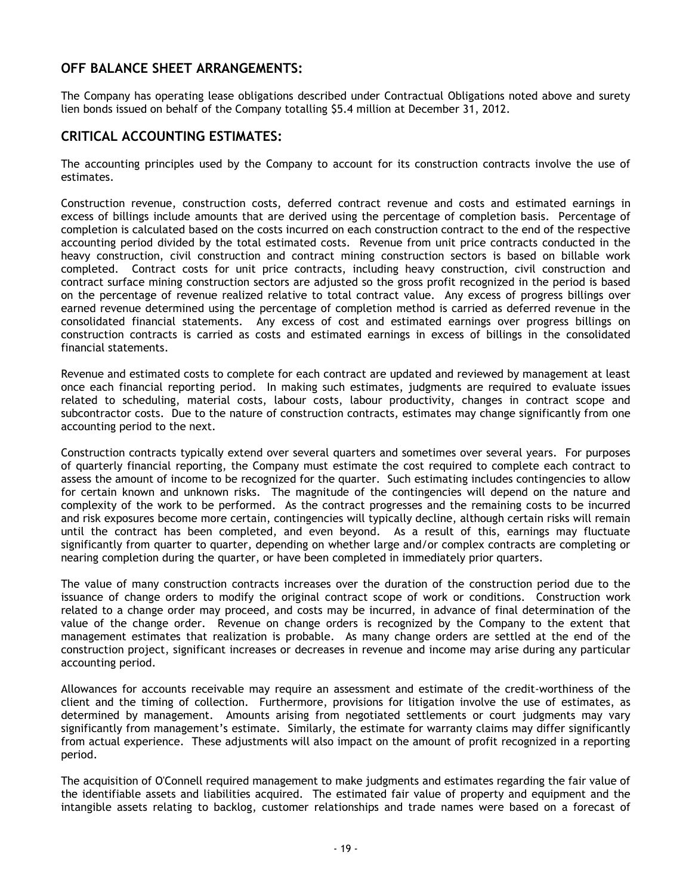## OFF BALANCE SHEET ARRANGEMENTS:

The Company has operating lease obligations described under Contractual Obligations noted above and surety lien bonds issued on behalf of the Company totalling $5.4 million at December 31, 2012.

## CRITICAL ACCOUNTING ESTIMATES:

The accounting principles used by the Company to account for its construction contracts involve the use of estimates.

Construction revenue, construction costs, deferred contract revenue and costs and estimated earnings in excess of billings include amounts that are derived using the percentage of completion basis. Percentage of completion is calculated based on the costs incurred on each construction contract to the end of the respective accounting period divided by the total estimated costs. Revenue from unit price contracts conducted in the heavy construction, civil construction and contract mining construction sectors is based on billable work completed. Contract costs for unit price contracts, including heavy construction, civil construction and contract surface mining construction sectors are adjusted so the gross profit recognized in the period is based on the percentage of revenue realized relative to total contract value. Any excess of progress billings over earned revenue determined using the percentage of completion method is carried as deferred revenue in the consolidated financial statements. Any excess of cost and estimated earnings over progress billings on construction contracts is carried as costs and estimated earnings in excess of billings in the consolidated financial statements.

Revenue and estimated costs to complete for each contract are updated and reviewed by management at least once each financial reporting period. In making such estimates, judgments are required to evaluate issues related to scheduling, material costs, labour costs, labour productivity, changes in contract scope and subcontractor costs. Due to the nature of construction contracts, estimates may change significantly from one accounting period to the next.

Construction contracts typically extend over several quarters and sometimes over several years. For purposes of quarterly financial reporting, the Company must estimate the cost required to complete each contract to assess the amount of income to be recognized for the quarter. Such estimating includes contingencies to allow for certain known and unknown risks. The magnitude of the contingencies will depend on the nature and complexity of the work to be performed. As the contract progresses and the remaining costs to be incurred and risk exposures become more certain, contingencies will typically decline, although certain risks will remain until the contract has been completed, and even beyond. As a result of this, earnings may fluctuate significantly from quarter to quarter, depending on whether large and/or complex contracts are completing or nearing completion during the quarter, or have been completed in immediately prior quarters.

The value of many construction contracts increases over the duration of the construction period due to the issuance of change orders to modify the original contract scope of work or conditions. Construction work related to a change order may proceed, and costs may be incurred, in advance of final determination of the value of the change order. Revenue on change orders is recognized by the Company to the extent that management estimates that realization is probable. As many change orders are settled at the end of the construction project, significant increases or decreases in revenue and income may arise during any particular accounting period.

Allowances for accounts receivable may require an assessment and estimate of the credit-worthiness of the client and the timing of collection. Furthermore, provisions for litigation involve the use of estimates, as determined by management. Amounts arising from negotiated settlements or court judgments may vary significantly from management's estimate. Similarly, the estimate for warranty claims may differ significantly from actual experience. These adjustments will also impact on the amount of profit recognized in a reporting period.

The acquisition of O'Connell required management to make judgments and estimates regarding the fair value of the identifiable assets and liabilities acquired. The estimated fair value of property and equipment and the intangible assets relating to backlog, customer relationships and trade names were based on a forecast of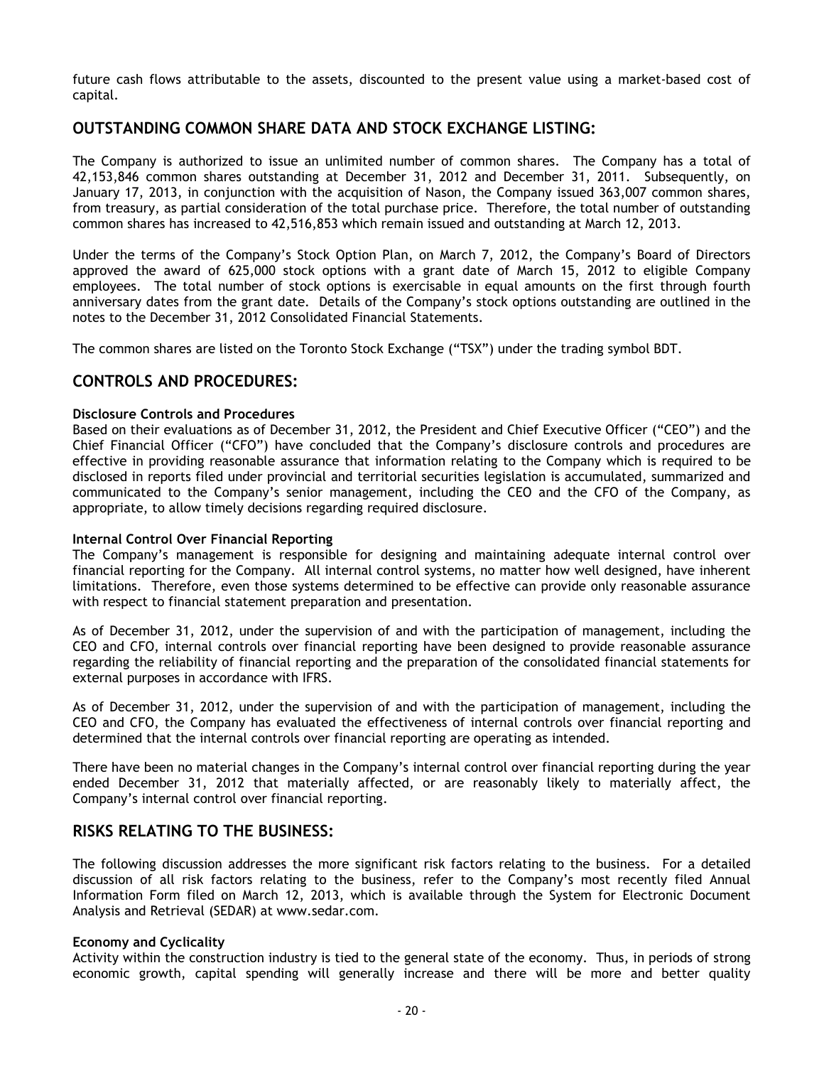future cash flows attributable to the assets, discounted to the present value using a market-based cost of capital.

## OUTSTANDING COMMON SHARE DATA AND STOCK EXCHANGE LISTING:

The Company is authorized to issue an unlimited number of common shares. The Company has a total of 42,153,846 common shares outstanding at December 31, 2012 and December 31, 2011. Subsequently, on January 17, 2013, in conjunction with the acquisition of Nason, the Company issued 363,007 common shares, from treasury, as partial consideration of the total purchase price. Therefore, the total number of outstanding common shares has increased to 42,516,853 which remain issued and outstanding at March 12, 2013.

Under the terms of the Company's Stock Option Plan, on March 7, 2012, the Company's Board of Directors approved the award of 625,000 stock options with a grant date of March 15, 2012 to eligible Company employees. The total number of stock options is exercisable in equal amounts on the first through fourth anniversary dates from the grant date. Details of the Company's stock options outstanding are outlined in the notes to the December 31, 2012 Consolidated Financial Statements.

The common shares are listed on the Toronto Stock Exchange ("TSX") under the trading symbol BDT.

## CONTROLS AND PROCEDURES:

**Disclosure Controls and Procedures**

Based on their evaluations as of December 31, 2012, the President and Chief Executive Officer ("CEO") and the Chief Financial Officer ("CFO") have concluded that the Company's disclosure controls and procedures are effective in providing reasonable assurance that information relating to the Company which is required to be disclosed in reports filed under provincial and territorial securities legislation is accumulated, summarized and communicated to the Company's senior management, including the CEO and the CFO of the Company, as appropriate, to allow timely decisions regarding required disclosure.

**Internal Control Over Financial Reporting**

The Company's management is responsible for designing and maintaining adequate internal control over financial reporting for the Company. All internal control systems, no matter how well designed, have inherent limitations. Therefore, even those systems determined to be effective can provide only reasonable assurance with respect to financial statement preparation and presentation.

As of December 31, 2012, under the supervision of and with the participation of management, including the CEO and CFO, internal controls over financial reporting have been designed to provide reasonable assurance regarding the reliability of financial reporting and the preparation of the consolidated financial statements for external purposes in accordance with IFRS.

As of December 31, 2012, under the supervision of and with the participation of management, including the CEO and CFO, the Company has evaluated the effectiveness of internal controls over financial reporting and determined that the internal controls over financial reporting are operating as intended.

There have been no material changes in the Company's internal control over financial reporting during the year ended December 31, 2012 that materially affected, or are reasonably likely to materially affect, the Company's internal control over financial reporting.

## RISKS RELATING TO THE BUSINESS:

The following discussion addresses the more significant risk factors relating to the business. For a detailed discussion of all risk factors relating to the business, refer to the Company's most recently filed Annual Information Form filed on March 12, 2013, which is available through the System for Electronic Document Analysis and Retrieval (SEDAR) at www.sedar.com.

**Economy and Cyclicality**

Activity within the construction industry is tied to the general state of the economy. Thus, in periods of strong economic growth, capital spending will generally increase and there will be more and better quality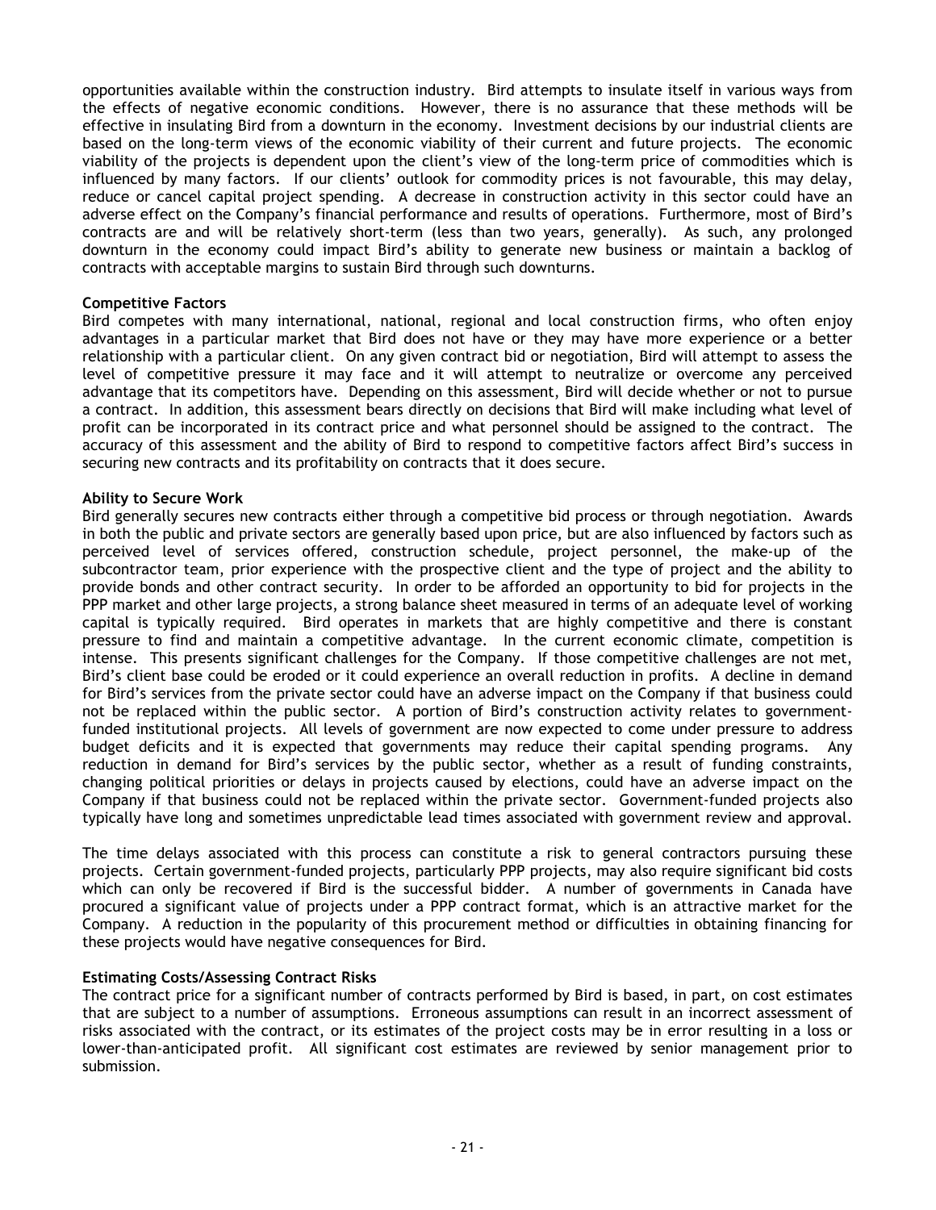opportunities available within the construction industry. Bird attempts to insulate itself in various ways from the effects of negative economic conditions. However, there is no assurance that these methods will be effective in insulating Bird from a downturn in the economy. Investment decisions by our industrial clients are based on the long-term views of the economic viability of their current and future projects. The economic viability of the projects is dependent upon the client's view of the long-term price of commodities which is influenced by many factors. If our clients' outlook for commodity prices is not favourable, this may delay, reduce or cancel capital project spending. A decrease in construction activity in this sector could have an adverse effect on the Company's financial performance and results of operations. Furthermore, most of Bird's contracts are and will be relatively short-term (less than two years, generally). As such, any prolonged downturn in the economy could impact Bird's ability to generate new business or maintain a backlog of contracts with acceptable margins to sustain Bird through such downturns.

**Competitive Factors**

Bird competes with many international, national, regional and local construction firms, who often enjoy advantages in a particular market that Bird does not have or they may have more experience or a better relationship with a particular client. On any given contract bid or negotiation, Bird will attempt to assess the level of competitive pressure it may face and it will attempt to neutralize or overcome any perceived advantage that its competitors have. Depending on this assessment, Bird will decide whether or not to pursue a contract. In addition, this assessment bears directly on decisions that Bird will make including what level of profit can be incorporated in its contract price and what personnel should be assigned to the contract. The accuracy of this assessment and the ability of Bird to respond to competitive factors affect Bird's success in securing new contracts and its profitability on contracts that it does secure.

**Ability to Secure Work**

Bird generally secures new contracts either through a competitive bid process or through negotiation. Awards in both the public and private sectors are generally based upon price, but are also influenced by factors such as perceived level of services offered, construction schedule, project personnel, the make-up of the subcontractor team, prior experience with the prospective client and the type of project and the ability to provide bonds and other contract security. In order to be afforded an opportunity to bid for projects in the PPP market and other large projects, a strong balance sheet measured in terms of an adequate level of working capital is typically required. Bird operates in markets that are highly competitive and there is constant pressure to find and maintain a competitive advantage. In the current economic climate, competition is intense. This presents significant challenges for the Company. If those competitive challenges are not met, Bird's client base could be eroded or it could experience an overall reduction in profits. A decline in demand for Bird's services from the private sector could have an adverse impact on the Company if that business could not be replaced within the public sector. A portion of Bird's construction activity relates to government-funded institutional projects. All levels of government are now expected to come under pressure to address budget deficits and it is expected that governments may reduce their capital spending programs. Any reduction in demand for Bird's services by the public sector, whether as a result of funding constraints, changing political priorities or delays in projects caused by elections, could have an adverse impact on the Company if that business could not be replaced within the private sector. Government-funded projects also typically have long and sometimes unpredictable lead times associated with government review and approval.

The time delays associated with this process can constitute a risk to general contractors pursuing these projects. Certain government-funded projects, particularly PPP projects, may also require significant bid costs which can only be recovered if Bird is the successful bidder. A number of governments in Canada have procured a significant value of projects under a PPP contract format, which is an attractive market for the Company. A reduction in the popularity of this procurement method or difficulties in obtaining financing for these projects would have negative consequences for Bird.

**Estimating Costs/Assessing Contract Risks**

The contract price for a significant number of contracts performed by Bird is based, in part, on cost estimates that are subject to a number of assumptions. Erroneous assumptions can result in an incorrect assessment of risks associated with the contract, or its estimates of the project costs may be in error resulting in a loss or lower-than-anticipated profit. All significant cost estimates are reviewed by senior management prior to submission.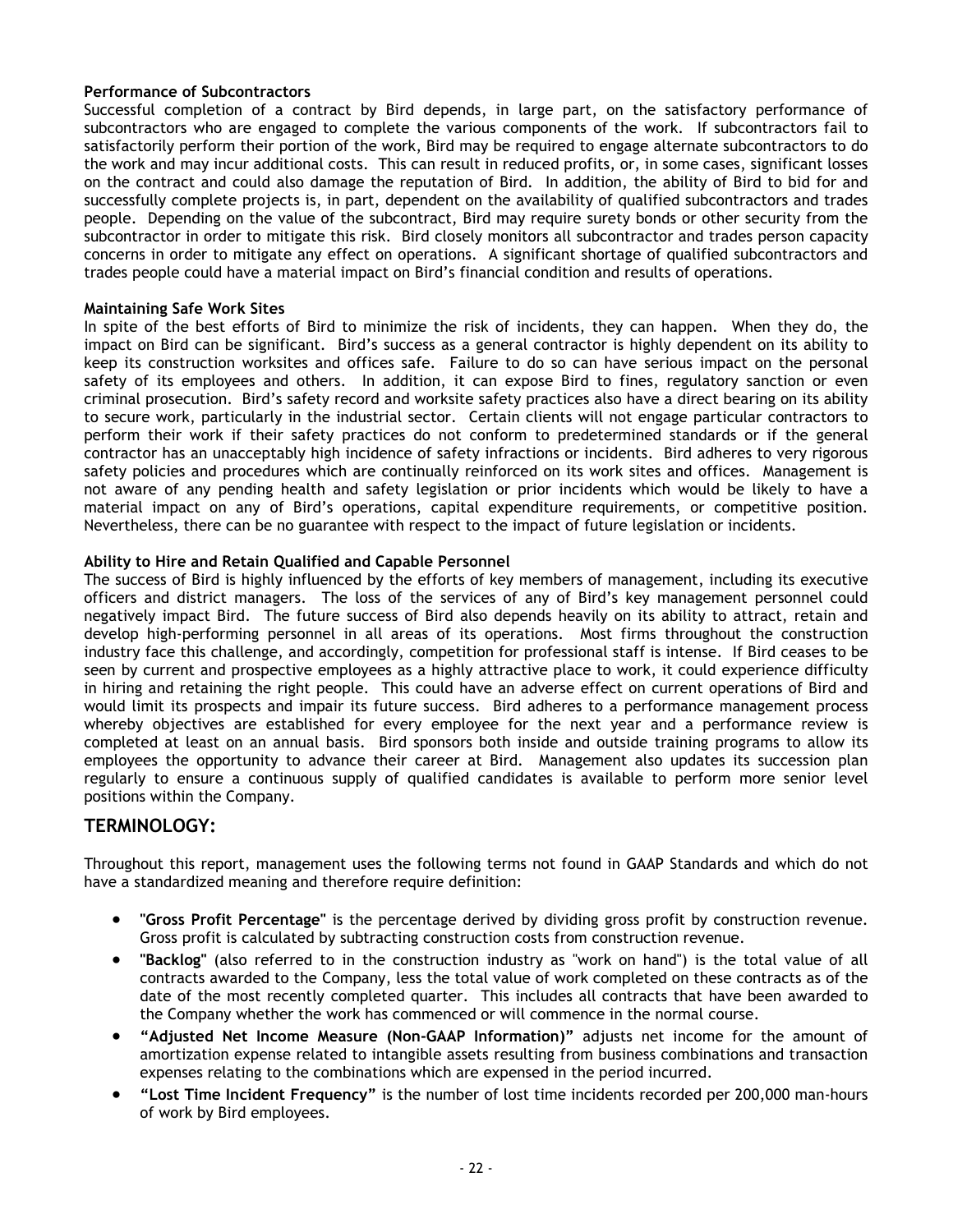**Performance of Subcontractors**

Successful completion of a contract by Bird depends, in large part, on the satisfactory performance of subcontractors who are engaged to complete the various components of the work. If subcontractors fail to satisfactorily perform their portion of the work, Bird may be required to engage alternate subcontractors to do the work and may incur additional costs. This can result in reduced profits, or, in some cases, significant losses on the contract and could also damage the reputation of Bird. In addition, the ability of Bird to bid for and successfully complete projects is, in part, dependent on the availability of qualified subcontractors and trades people. Depending on the value of the subcontract, Bird may require surety bonds or other security from the subcontractor in order to mitigate this risk. Bird closely monitors all subcontractor and trades person capacity concerns in order to mitigate any effect on operations. A significant shortage of qualified subcontractors and trades people could have a material impact on Bird's financial condition and results of operations.

**Maintaining Safe Work Sites**

In spite of the best efforts of Bird to minimize the risk of incidents, they can happen. When they do, the impact on Bird can be significant. Bird's success as a general contractor is highly dependent on its ability to keep its construction worksites and offices safe. Failure to do so can have serious impact on the personal safety of its employees and others. In addition, it can expose Bird to fines, regulatory sanction or even criminal prosecution. Bird's safety record and worksite safety practices also have a direct bearing on its ability to secure work, particularly in the industrial sector. Certain clients will not engage particular contractors to perform their work if their safety practices do not conform to predetermined standards or if the general contractor has an unacceptably high incidence of safety infractions or incidents. Bird adheres to very rigorous safety policies and procedures which are continually reinforced on its work sites and offices. Management is not aware of any pending health and safety legislation or prior incidents which would be likely to have a material impact on any of Bird's operations, capital expenditure requirements, or competitive position. Nevertheless, there can be no guarantee with respect to the impact of future legislation or incidents.

**Ability to Hire and Retain Qualified and Capable Personnel**

The success of Bird is highly influenced by the efforts of key members of management, including its executive officers and district managers. The loss of the services of any of Bird's key management personnel could negatively impact Bird. The future success of Bird also depends heavily on its ability to attract, retain and develop high-performing personnel in all areas of its operations. Most firms throughout the construction industry face this challenge, and accordingly, competition for professional staff is intense. If Bird ceases to be seen by current and prospective employees as a highly attractive place to work, it could experience difficulty in hiring and retaining the right people. This could have an adverse effect on current operations of Bird and would limit its prospects and impair its future success. Bird adheres to a performance management process whereby objectives are established for every employee for the next year and a performance review is completed at least on an annual basis. Bird sponsors both inside and outside training programs to allow its employees the opportunity to advance their career at Bird. Management also updates its succession plan regularly to ensure a continuous supply of qualified candidates is available to perform more senior level positions within the Company.

## TERMINOLOGY:

Throughout this report, management uses the following terms not found in GAAP Standards and which do not have a standardized meaning and therefore require definition:

- **"Gross Profit Percentage"** is the percentage derived by dividing gross profit by construction revenue. Gross profit is calculated by subtracting construction costs from construction revenue.
- **"Backlog"** (also referred to in the construction industry as "work on hand") is the total value of all contracts awarded to the Company, less the total value of work completed on these contracts as of the date of the most recently completed quarter. This includes all contracts that have been awarded to the Company whether the work has commenced or will commence in the normal course.
- **"Adjusted Net Income Measure (Non-GAAP Information)"** adjusts net income for the amount of amortization expense related to intangible assets resulting from business combinations and transaction expenses relating to the combinations which are expensed in the period incurred.
- **"Lost Time Incident Frequency"** is the number of lost time incidents recorded per 200,000 man-hours of work by Bird employees.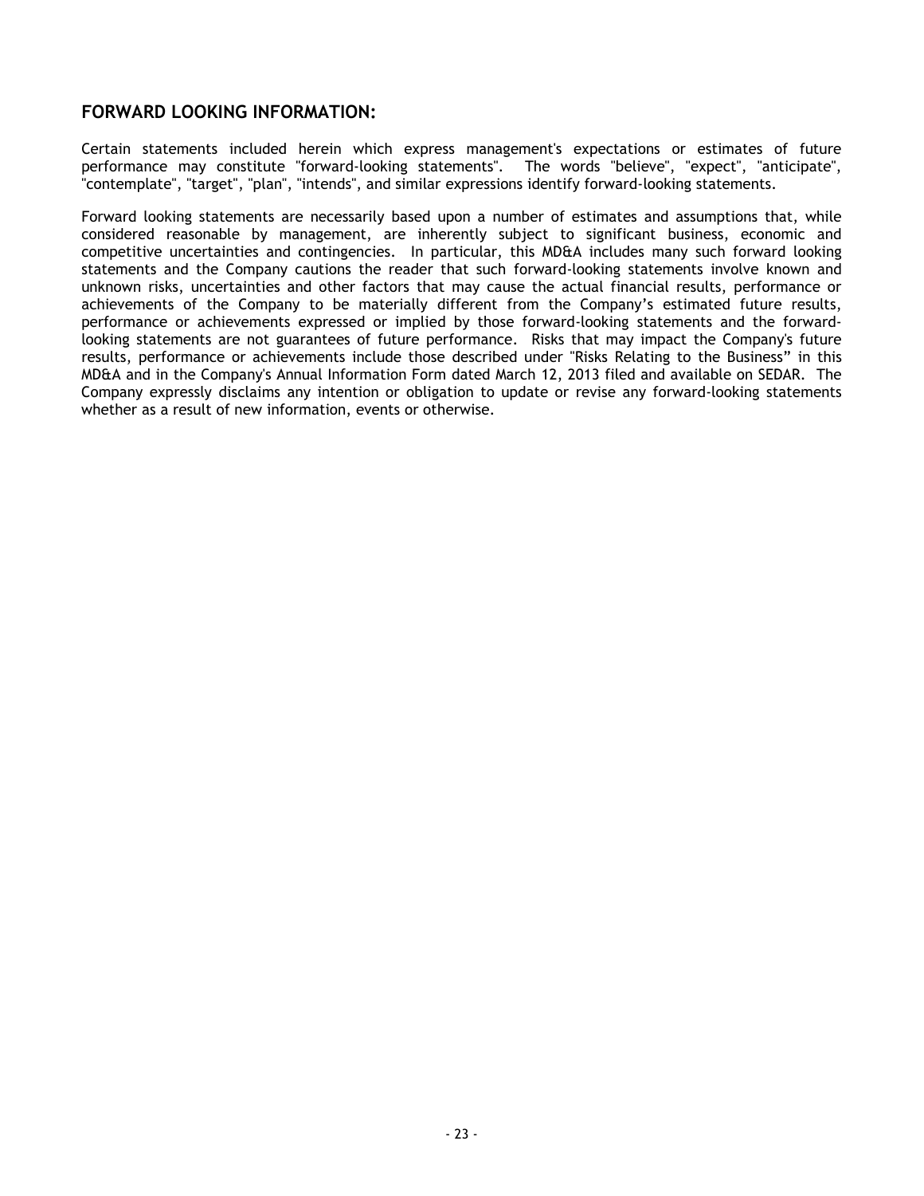## FORWARD LOOKING INFORMATION:

Certain statements included herein which express management's expectations or estimates of future performance may constitute "forward-looking statements". The words "believe", "expect", "anticipate", "contemplate", "target", "plan", "intends", and similar expressions identify forward-looking statements.

Forward looking statements are necessarily based upon a number of estimates and assumptions that, while considered reasonable by management, are inherently subject to significant business, economic and competitive uncertainties and contingencies. In particular, this MD&A includes many such forward looking statements and the Company cautions the reader that such forward-looking statements involve known and unknown risks, uncertainties and other factors that may cause the actual financial results, performance or achievements of the Company to be materially different from the Company's estimated future results, performance or achievements expressed or implied by those forward-looking statements and the forward-looking statements are not guarantees of future performance. Risks that may impact the Company's future results, performance or achievements include those described under "Risks Relating to the Business" in this MD&A and in the Company's Annual Information Form dated March 12, 2013 filed and available on SEDAR. The Company expressly disclaims any intention or obligation to update or revise any forward-looking statements whether as a result of new information, events or otherwise.